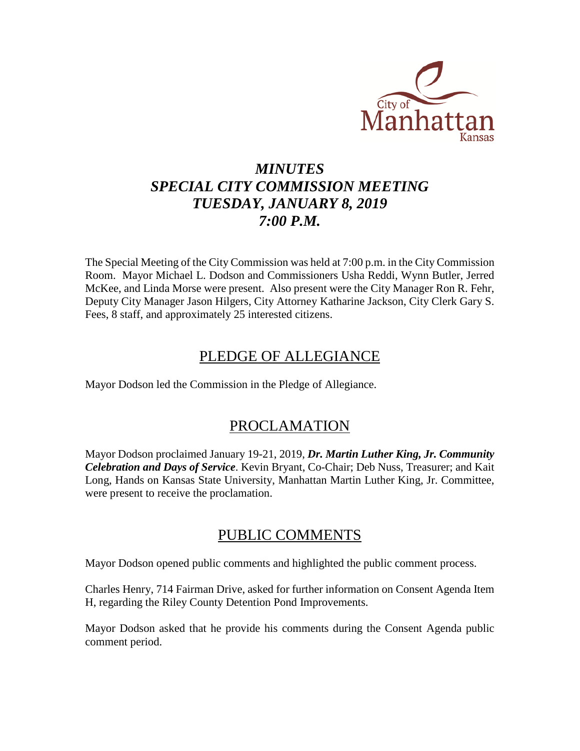# *MINUTES*
# *SPECIAL CITY COMMISSION MEETING*
# *TUESDAY, JANUARY 8, 2019*
# *7:00 P.M.*

The Special Meeting of the City Commission was held at 7:00 p.m. in the City Commission Room. Mayor Michael L. Dodson and Commissioners Usha Reddi, Wynn Butler, Jerred McKee, and Linda Morse were present. Also present were the City Manager Ron R. Fehr, Deputy City Manager Jason Hilgers, City Attorney Katharine Jackson, City Clerk Gary S. Fees, 8 staff, and approximately 25 interested citizens.

## PLEDGE OF ALLEGIANCE

Mayor Dodson led the Commission in the Pledge of Allegiance.

## PROCLAMATION

Mayor Dodson proclaimed January 19-21, 2019, ***Dr. Martin Luther King, Jr. Community Celebration and Days of Service***. Kevin Bryant, Co-Chair; Deb Nuss, Treasurer; and Kait Long, Hands on Kansas State University, Manhattan Martin Luther King, Jr. Committee, were present to receive the proclamation.

## PUBLIC COMMENTS

Mayor Dodson opened public comments and highlighted the public comment process.

Charles Henry, 714 Fairman Drive, asked for further information on Consent Agenda Item H, regarding the Riley County Detention Pond Improvements.

Mayor Dodson asked that he provide his comments during the Consent Agenda public comment period.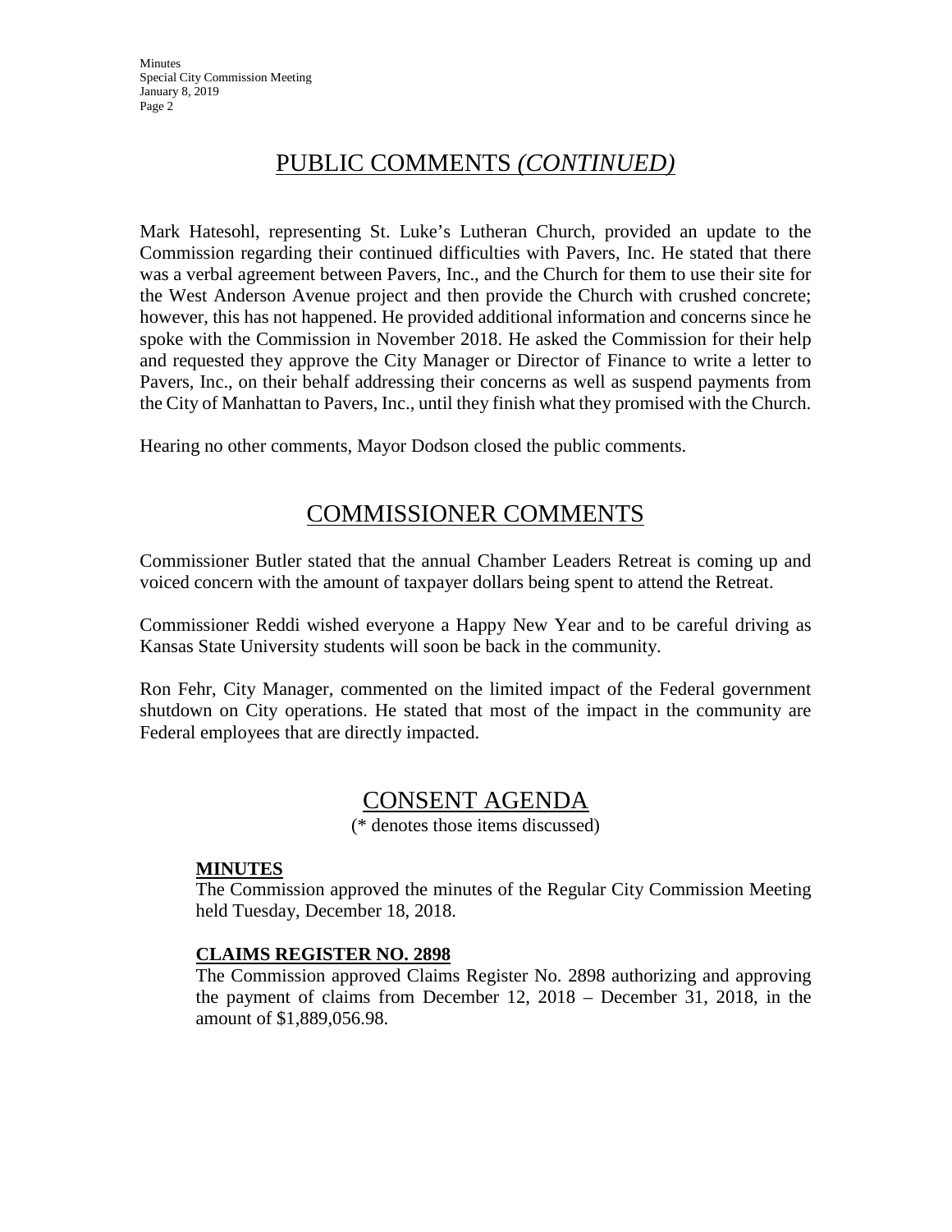# PUBLIC COMMENTS *(CONTINUED)*

Mark Hatesohl, representing St. Luke's Lutheran Church, provided an update to the Commission regarding their continued difficulties with Pavers, Inc. He stated that there was a verbal agreement between Pavers, Inc., and the Church for them to use their site for the West Anderson Avenue project and then provide the Church with crushed concrete; however, this has not happened. He provided additional information and concerns since he spoke with the Commission in November 2018. He asked the Commission for their help and requested they approve the City Manager or Director of Finance to write a letter to Pavers, Inc., on their behalf addressing their concerns as well as suspend payments from the City of Manhattan to Pavers, Inc., until they finish what they promised with the Church.

Hearing no other comments, Mayor Dodson closed the public comments.

# COMMISSIONER COMMENTS

Commissioner Butler stated that the annual Chamber Leaders Retreat is coming up and voiced concern with the amount of taxpayer dollars being spent to attend the Retreat.

Commissioner Reddi wished everyone a Happy New Year and to be careful driving as Kansas State University students will soon be back in the community.

Ron Fehr, City Manager, commented on the limited impact of the Federal government shutdown on City operations. He stated that most of the impact in the community are Federal employees that are directly impacted.

# CONSENT AGENDA

(* denotes those items discussed)

**MINUTES**

The Commission approved the minutes of the Regular City Commission Meeting held Tuesday, December 18, 2018.

**CLAIMS REGISTER NO. 2898**

The Commission approved Claims Register No. 2898 authorizing and approving the payment of claims from December 12, 2018 – December 31, 2018, in the amount of $1,889,056.98.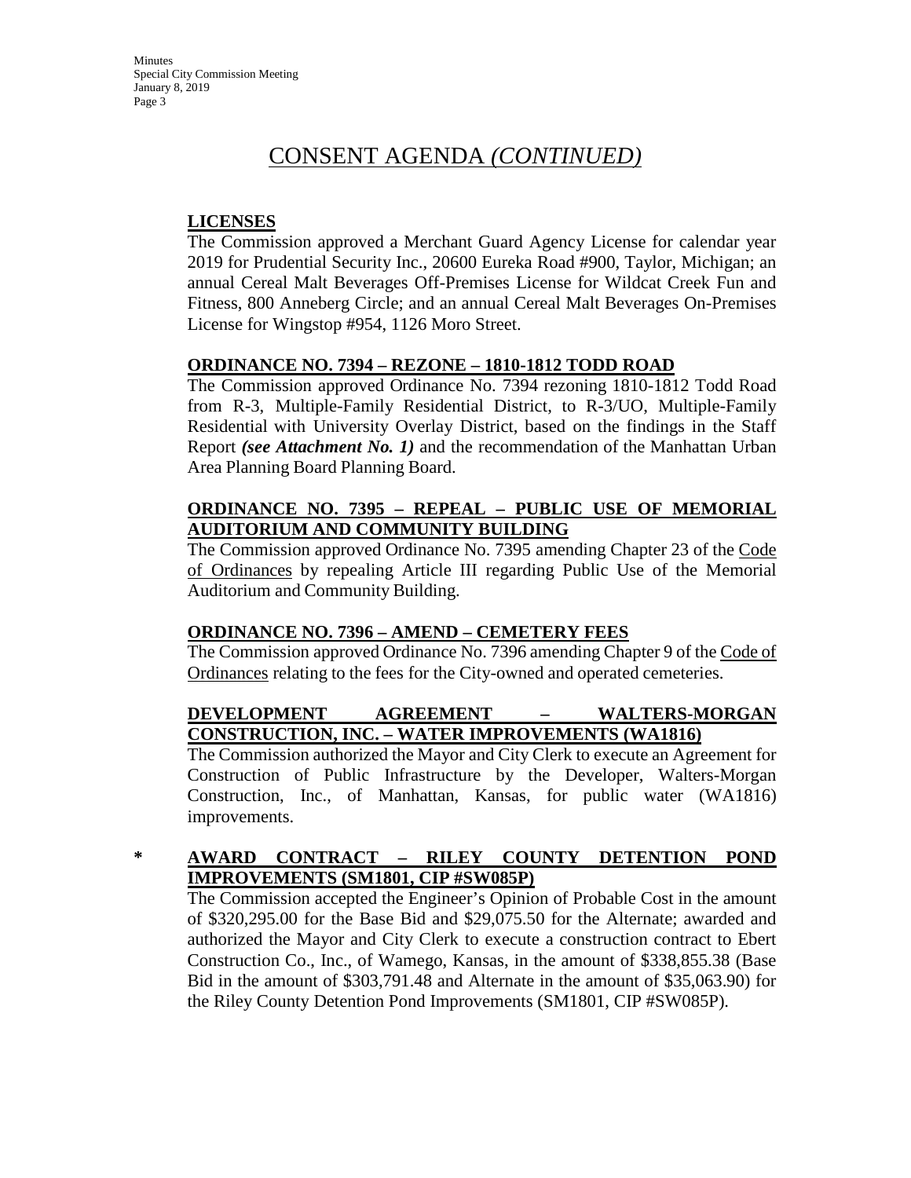# CONSENT AGENDA *(CONTINUED)*

**LICENSES**

The Commission approved a Merchant Guard Agency License for calendar year 2019 for Prudential Security Inc., 20600 Eureka Road #900, Taylor, Michigan; an annual Cereal Malt Beverages Off-Premises License for Wildcat Creek Fun and Fitness, 800 Anneberg Circle; and an annual Cereal Malt Beverages On-Premises License for Wingstop #954, 1126 Moro Street.

**ORDINANCE NO. 7394 – REZONE – 1810-1812 TODD ROAD**

The Commission approved Ordinance No. 7394 rezoning 1810-1812 Todd Road from R-3, Multiple-Family Residential District, to R-3/UO, Multiple-Family Residential with University Overlay District, based on the findings in the Staff Report ***(see Attachment No. 1)*** and the recommendation of the Manhattan Urban Area Planning Board Planning Board.

**ORDINANCE NO. 7395 – REPEAL – PUBLIC USE OF MEMORIAL AUDITORIUM AND COMMUNITY BUILDING**

The Commission approved Ordinance No. 7395 amending Chapter 23 of the Code of Ordinances by repealing Article III regarding Public Use of the Memorial Auditorium and Community Building.

**ORDINANCE NO. 7396 – AMEND – CEMETERY FEES**

The Commission approved Ordinance No. 7396 amending Chapter 9 of the Code of Ordinances relating to the fees for the City-owned and operated cemeteries.

**DEVELOPMENT AGREEMENT – WALTERS-MORGAN CONSTRUCTION, INC. – WATER IMPROVEMENTS (WA1816)**

The Commission authorized the Mayor and City Clerk to execute an Agreement for Construction of Public Infrastructure by the Developer, Walters-Morgan Construction, Inc., of Manhattan, Kansas, for public water (WA1816) improvements.

**\* AWARD CONTRACT – RILEY COUNTY DETENTION POND IMPROVEMENTS (SM1801, CIP #SW085P)**

The Commission accepted the Engineer's Opinion of Probable Cost in the amount of $320,295.00 for the Base Bid and $29,075.50 for the Alternate; awarded and authorized the Mayor and City Clerk to execute a construction contract to Ebert Construction Co., Inc., of Wamego, Kansas, in the amount of $338,855.38 (Base Bid in the amount of $303,791.48 and Alternate in the amount of $35,063.90) for the Riley County Detention Pond Improvements (SM1801, CIP #SW085P).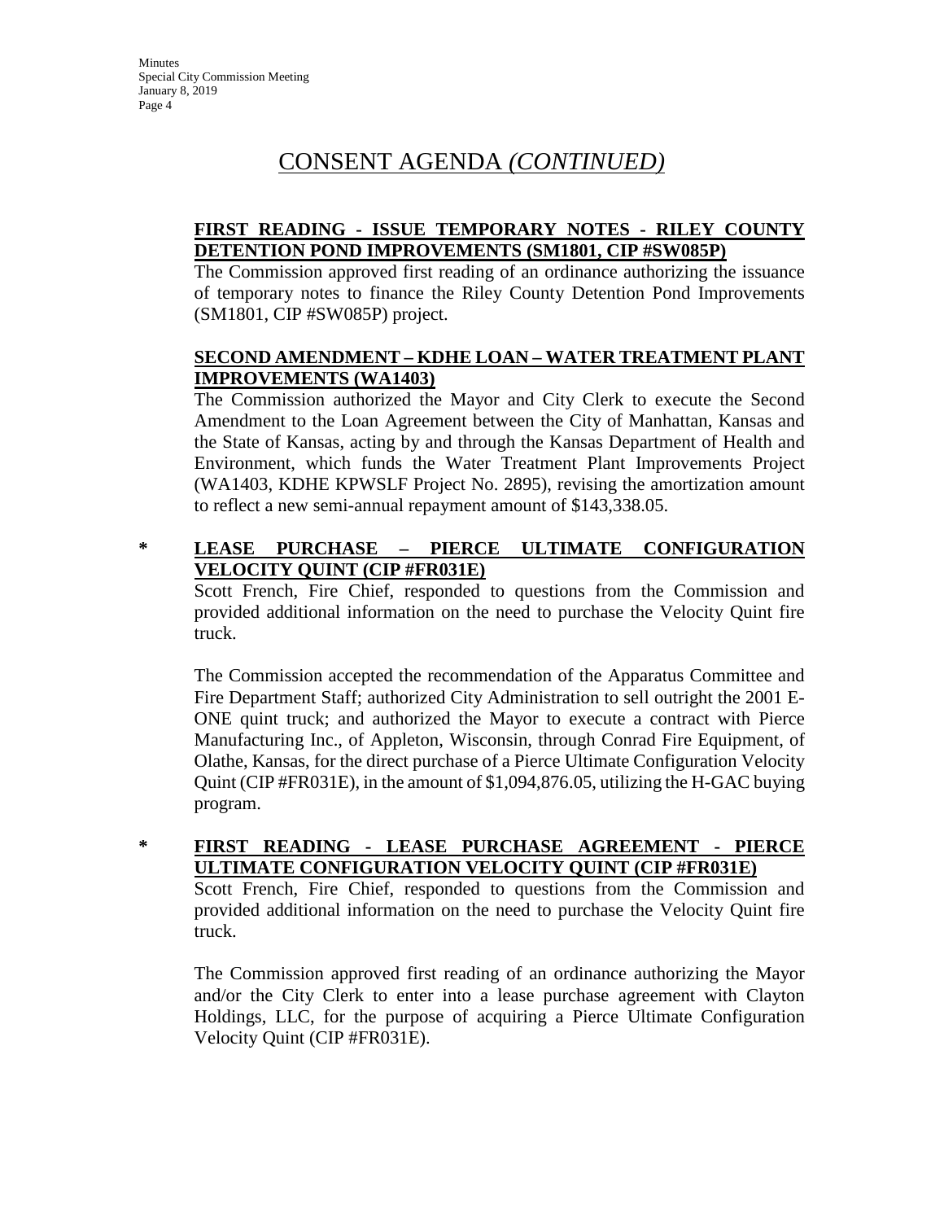# CONSENT AGENDA *(CONTINUED)*

**FIRST READING - ISSUE TEMPORARY NOTES - RILEY COUNTY DETENTION POND IMPROVEMENTS (SM1801, CIP #SW085P)**

The Commission approved first reading of an ordinance authorizing the issuance of temporary notes to finance the Riley County Detention Pond Improvements (SM1801, CIP #SW085P) project.

**SECOND AMENDMENT – KDHE LOAN – WATER TREATMENT PLANT IMPROVEMENTS (WA1403)**

The Commission authorized the Mayor and City Clerk to execute the Second Amendment to the Loan Agreement between the City of Manhattan, Kansas and the State of Kansas, acting by and through the Kansas Department of Health and Environment, which funds the Water Treatment Plant Improvements Project (WA1403, KDHE KPWSLF Project No. 2895), revising the amortization amount to reflect a new semi-annual repayment amount of $143,338.05.

\* **LEASE PURCHASE – PIERCE ULTIMATE CONFIGURATION VELOCITY QUINT (CIP #FR031E)**

Scott French, Fire Chief, responded to questions from the Commission and provided additional information on the need to purchase the Velocity Quint fire truck.

The Commission accepted the recommendation of the Apparatus Committee and Fire Department Staff; authorized City Administration to sell outright the 2001 E-ONE quint truck; and authorized the Mayor to execute a contract with Pierce Manufacturing Inc., of Appleton, Wisconsin, through Conrad Fire Equipment, of Olathe, Kansas, for the direct purchase of a Pierce Ultimate Configuration Velocity Quint (CIP #FR031E), in the amount of $1,094,876.05, utilizing the H-GAC buying program.

\* **FIRST READING - LEASE PURCHASE AGREEMENT - PIERCE ULTIMATE CONFIGURATION VELOCITY QUINT (CIP #FR031E)**

Scott French, Fire Chief, responded to questions from the Commission and provided additional information on the need to purchase the Velocity Quint fire truck.

The Commission approved first reading of an ordinance authorizing the Mayor and/or the City Clerk to enter into a lease purchase agreement with Clayton Holdings, LLC, for the purpose of acquiring a Pierce Ultimate Configuration Velocity Quint (CIP #FR031E).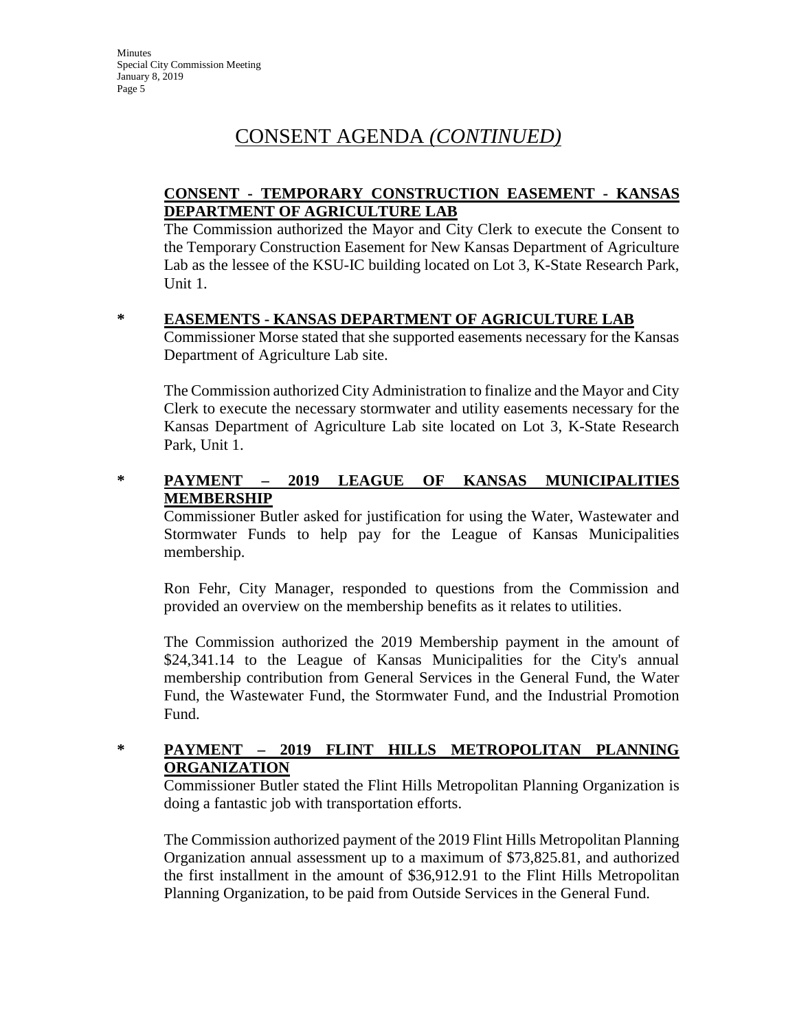# CONSENT AGENDA *(CONTINUED)*

**CONSENT - TEMPORARY CONSTRUCTION EASEMENT - KANSAS DEPARTMENT OF AGRICULTURE LAB**

The Commission authorized the Mayor and City Clerk to execute the Consent to the Temporary Construction Easement for New Kansas Department of Agriculture Lab as the lessee of the KSU-IC building located on Lot 3, K-State Research Park, Unit 1.

\* **EASEMENTS - KANSAS DEPARTMENT OF AGRICULTURE LAB**

Commissioner Morse stated that she supported easements necessary for the Kansas Department of Agriculture Lab site.

The Commission authorized City Administration to finalize and the Mayor and City Clerk to execute the necessary stormwater and utility easements necessary for the Kansas Department of Agriculture Lab site located on Lot 3, K-State Research Park, Unit 1.

\* **PAYMENT – 2019 LEAGUE OF KANSAS MUNICIPALITIES MEMBERSHIP**

Commissioner Butler asked for justification for using the Water, Wastewater and Stormwater Funds to help pay for the League of Kansas Municipalities membership.

Ron Fehr, City Manager, responded to questions from the Commission and provided an overview on the membership benefits as it relates to utilities.

The Commission authorized the 2019 Membership payment in the amount of $24,341.14 to the League of Kansas Municipalities for the City's annual membership contribution from General Services in the General Fund, the Water Fund, the Wastewater Fund, the Stormwater Fund, and the Industrial Promotion Fund.

\* **PAYMENT – 2019 FLINT HILLS METROPOLITAN PLANNING ORGANIZATION**

Commissioner Butler stated the Flint Hills Metropolitan Planning Organization is doing a fantastic job with transportation efforts.

The Commission authorized payment of the 2019 Flint Hills Metropolitan Planning Organization annual assessment up to a maximum of $73,825.81, and authorized the first installment in the amount of $36,912.91 to the Flint Hills Metropolitan Planning Organization, to be paid from Outside Services in the General Fund.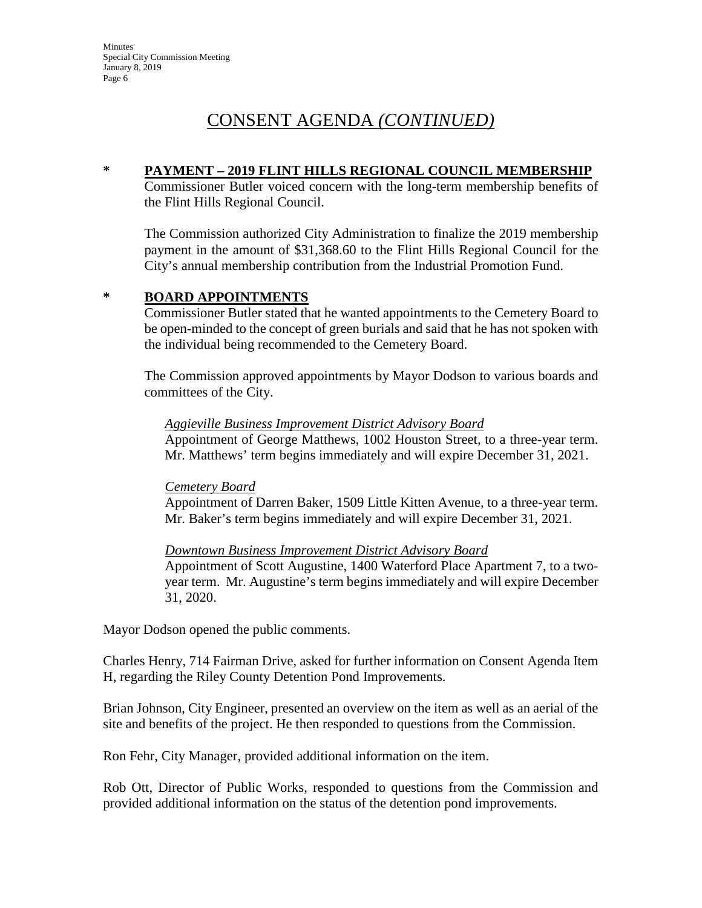# CONSENT AGENDA *(CONTINUED)*

**\* PAYMENT – 2019 FLINT HILLS REGIONAL COUNCIL MEMBERSHIP**

Commissioner Butler voiced concern with the long-term membership benefits of the Flint Hills Regional Council.

The Commission authorized City Administration to finalize the 2019 membership payment in the amount of $31,368.60 to the Flint Hills Regional Council for the City's annual membership contribution from the Industrial Promotion Fund.

**\* BOARD APPOINTMENTS**

Commissioner Butler stated that he wanted appointments to the Cemetery Board to be open-minded to the concept of green burials and said that he has not spoken with the individual being recommended to the Cemetery Board.

The Commission approved appointments by Mayor Dodson to various boards and committees of the City.

*Aggieville Business Improvement District Advisory Board*
Appointment of George Matthews, 1002 Houston Street, to a three-year term. Mr. Matthews' term begins immediately and will expire December 31, 2021.

*Cemetery Board*
Appointment of Darren Baker, 1509 Little Kitten Avenue, to a three-year term. Mr. Baker's term begins immediately and will expire December 31, 2021.

*Downtown Business Improvement District Advisory Board*
Appointment of Scott Augustine, 1400 Waterford Place Apartment 7, to a two-year term. Mr. Augustine's term begins immediately and will expire December 31, 2020.

Mayor Dodson opened the public comments.

Charles Henry, 714 Fairman Drive, asked for further information on Consent Agenda Item H, regarding the Riley County Detention Pond Improvements.

Brian Johnson, City Engineer, presented an overview on the item as well as an aerial of the site and benefits of the project. He then responded to questions from the Commission.

Ron Fehr, City Manager, provided additional information on the item.

Rob Ott, Director of Public Works, responded to questions from the Commission and provided additional information on the status of the detention pond improvements.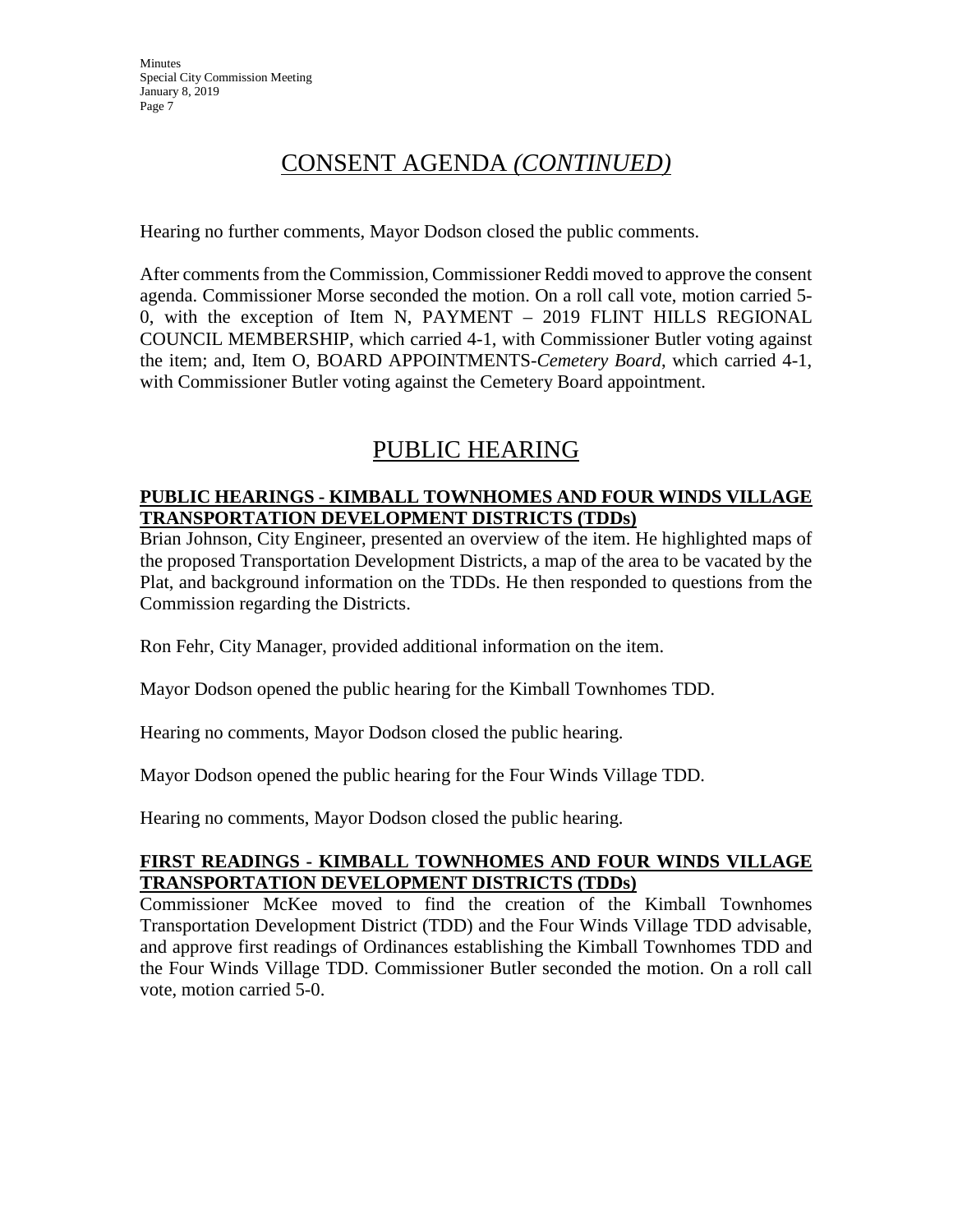## CONSENT AGENDA *(CONTINUED)*

Hearing no further comments, Mayor Dodson closed the public comments.

After comments from the Commission, Commissioner Reddi moved to approve the consent agenda. Commissioner Morse seconded the motion. On a roll call vote, motion carried 5-0, with the exception of Item N, PAYMENT – 2019 FLINT HILLS REGIONAL COUNCIL MEMBERSHIP, which carried 4-1, with Commissioner Butler voting against the item; and, Item O, BOARD APPOINTMENTS-*Cemetery Board*, which carried 4-1, with Commissioner Butler voting against the Cemetery Board appointment.

## PUBLIC HEARING

**PUBLIC HEARINGS - KIMBALL TOWNHOMES AND FOUR WINDS VILLAGE TRANSPORTATION DEVELOPMENT DISTRICTS (TDDs)**

Brian Johnson, City Engineer, presented an overview of the item. He highlighted maps of the proposed Transportation Development Districts, a map of the area to be vacated by the Plat, and background information on the TDDs. He then responded to questions from the Commission regarding the Districts.

Ron Fehr, City Manager, provided additional information on the item.

Mayor Dodson opened the public hearing for the Kimball Townhomes TDD.

Hearing no comments, Mayor Dodson closed the public hearing.

Mayor Dodson opened the public hearing for the Four Winds Village TDD.

Hearing no comments, Mayor Dodson closed the public hearing.

**FIRST READINGS - KIMBALL TOWNHOMES AND FOUR WINDS VILLAGE TRANSPORTATION DEVELOPMENT DISTRICTS (TDDs)**

Commissioner McKee moved to find the creation of the Kimball Townhomes Transportation Development District (TDD) and the Four Winds Village TDD advisable, and approve first readings of Ordinances establishing the Kimball Townhomes TDD and the Four Winds Village TDD. Commissioner Butler seconded the motion. On a roll call vote, motion carried 5-0.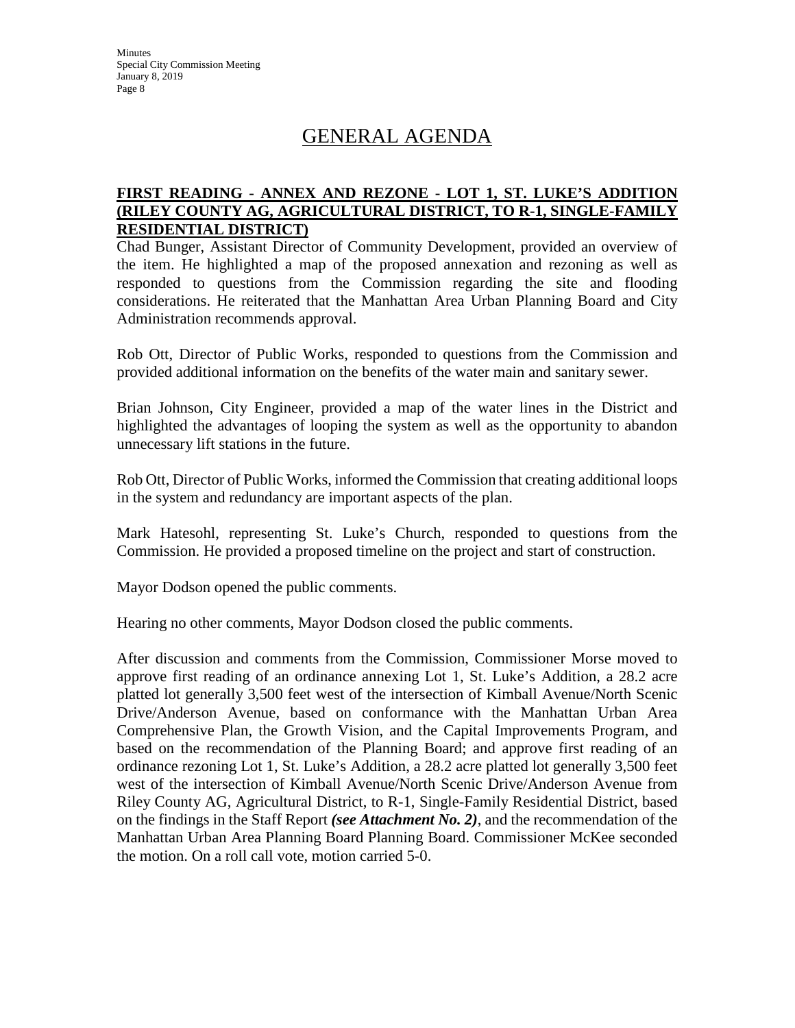# GENERAL AGENDA

**FIRST READING - ANNEX AND REZONE - LOT 1, ST. LUKE'S ADDITION (RILEY COUNTY AG, AGRICULTURAL DISTRICT, TO R-1, SINGLE-FAMILY RESIDENTIAL DISTRICT)**

Chad Bunger, Assistant Director of Community Development, provided an overview of the item. He highlighted a map of the proposed annexation and rezoning as well as responded to questions from the Commission regarding the site and flooding considerations. He reiterated that the Manhattan Area Urban Planning Board and City Administration recommends approval.

Rob Ott, Director of Public Works, responded to questions from the Commission and provided additional information on the benefits of the water main and sanitary sewer.

Brian Johnson, City Engineer, provided a map of the water lines in the District and highlighted the advantages of looping the system as well as the opportunity to abandon unnecessary lift stations in the future.

Rob Ott, Director of Public Works, informed the Commission that creating additional loops in the system and redundancy are important aspects of the plan.

Mark Hatesohl, representing St. Luke's Church, responded to questions from the Commission. He provided a proposed timeline on the project and start of construction.

Mayor Dodson opened the public comments.

Hearing no other comments, Mayor Dodson closed the public comments.

After discussion and comments from the Commission, Commissioner Morse moved to approve first reading of an ordinance annexing Lot 1, St. Luke's Addition, a 28.2 acre platted lot generally 3,500 feet west of the intersection of Kimball Avenue/North Scenic Drive/Anderson Avenue, based on conformance with the Manhattan Urban Area Comprehensive Plan, the Growth Vision, and the Capital Improvements Program, and based on the recommendation of the Planning Board; and approve first reading of an ordinance rezoning Lot 1, St. Luke's Addition, a 28.2 acre platted lot generally 3,500 feet west of the intersection of Kimball Avenue/North Scenic Drive/Anderson Avenue from Riley County AG, Agricultural District, to R-1, Single-Family Residential District, based on the findings in the Staff Report ***(see Attachment No. 2)***, and the recommendation of the Manhattan Urban Area Planning Board Planning Board. Commissioner McKee seconded the motion. On a roll call vote, motion carried 5-0.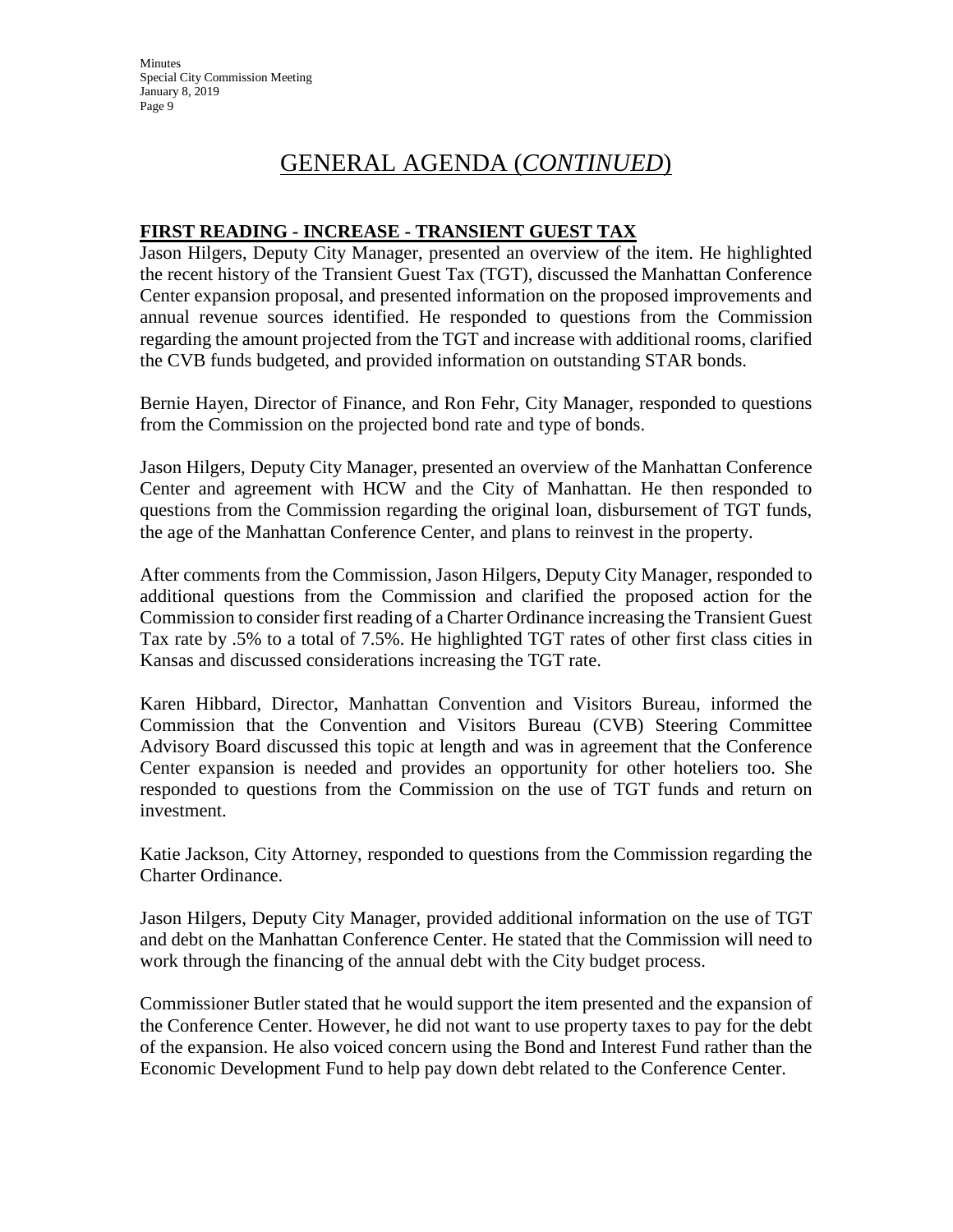# GENERAL AGENDA (*CONTINUED*)

**FIRST READING - INCREASE - TRANSIENT GUEST TAX**

Jason Hilgers, Deputy City Manager, presented an overview of the item. He highlighted the recent history of the Transient Guest Tax (TGT), discussed the Manhattan Conference Center expansion proposal, and presented information on the proposed improvements and annual revenue sources identified. He responded to questions from the Commission regarding the amount projected from the TGT and increase with additional rooms, clarified the CVB funds budgeted, and provided information on outstanding STAR bonds.

Bernie Hayen, Director of Finance, and Ron Fehr, City Manager, responded to questions from the Commission on the projected bond rate and type of bonds.

Jason Hilgers, Deputy City Manager, presented an overview of the Manhattan Conference Center and agreement with HCW and the City of Manhattan. He then responded to questions from the Commission regarding the original loan, disbursement of TGT funds, the age of the Manhattan Conference Center, and plans to reinvest in the property.

After comments from the Commission, Jason Hilgers, Deputy City Manager, responded to additional questions from the Commission and clarified the proposed action for the Commission to consider first reading of a Charter Ordinance increasing the Transient Guest Tax rate by .5% to a total of 7.5%. He highlighted TGT rates of other first class cities in Kansas and discussed considerations increasing the TGT rate.

Karen Hibbard, Director, Manhattan Convention and Visitors Bureau, informed the Commission that the Convention and Visitors Bureau (CVB) Steering Committee Advisory Board discussed this topic at length and was in agreement that the Conference Center expansion is needed and provides an opportunity for other hoteliers too. She responded to questions from the Commission on the use of TGT funds and return on investment.

Katie Jackson, City Attorney, responded to questions from the Commission regarding the Charter Ordinance.

Jason Hilgers, Deputy City Manager, provided additional information on the use of TGT and debt on the Manhattan Conference Center. He stated that the Commission will need to work through the financing of the annual debt with the City budget process.

Commissioner Butler stated that he would support the item presented and the expansion of the Conference Center. However, he did not want to use property taxes to pay for the debt of the expansion. He also voiced concern using the Bond and Interest Fund rather than the Economic Development Fund to help pay down debt related to the Conference Center.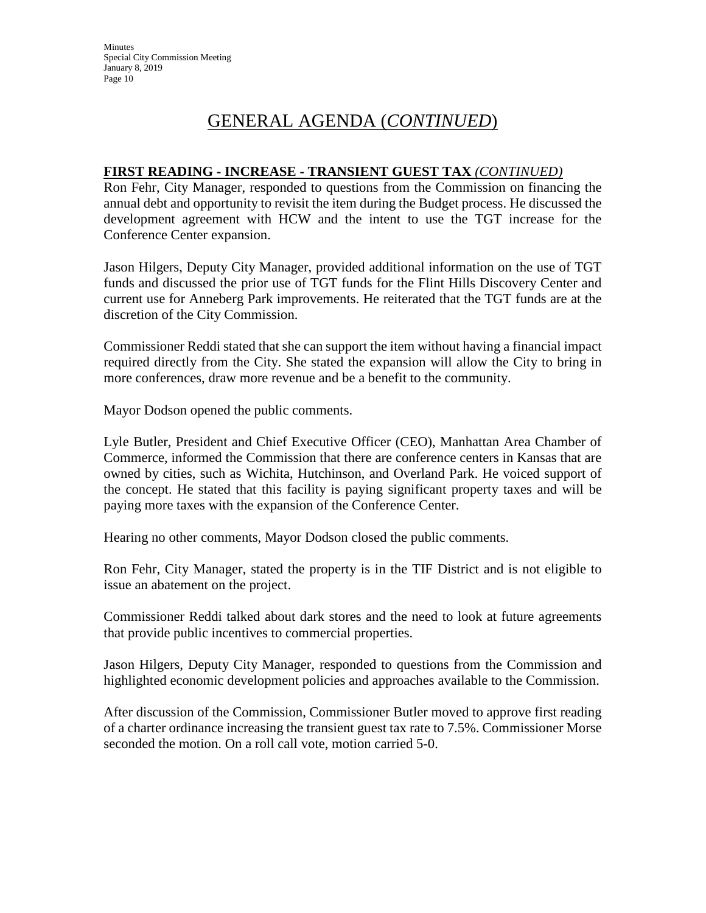# GENERAL AGENDA (*CONTINUED*)

**FIRST READING - INCREASE - TRANSIENT GUEST TAX** ***(CONTINUED)***

Ron Fehr, City Manager, responded to questions from the Commission on financing the annual debt and opportunity to revisit the item during the Budget process. He discussed the development agreement with HCW and the intent to use the TGT increase for the Conference Center expansion.

Jason Hilgers, Deputy City Manager, provided additional information on the use of TGT funds and discussed the prior use of TGT funds for the Flint Hills Discovery Center and current use for Anneberg Park improvements. He reiterated that the TGT funds are at the discretion of the City Commission.

Commissioner Reddi stated that she can support the item without having a financial impact required directly from the City. She stated the expansion will allow the City to bring in more conferences, draw more revenue and be a benefit to the community.

Mayor Dodson opened the public comments.

Lyle Butler, President and Chief Executive Officer (CEO), Manhattan Area Chamber of Commerce, informed the Commission that there are conference centers in Kansas that are owned by cities, such as Wichita, Hutchinson, and Overland Park. He voiced support of the concept. He stated that this facility is paying significant property taxes and will be paying more taxes with the expansion of the Conference Center.

Hearing no other comments, Mayor Dodson closed the public comments.

Ron Fehr, City Manager, stated the property is in the TIF District and is not eligible to issue an abatement on the project.

Commissioner Reddi talked about dark stores and the need to look at future agreements that provide public incentives to commercial properties.

Jason Hilgers, Deputy City Manager, responded to questions from the Commission and highlighted economic development policies and approaches available to the Commission.

After discussion of the Commission, Commissioner Butler moved to approve first reading of a charter ordinance increasing the transient guest tax rate to 7.5%. Commissioner Morse seconded the motion. On a roll call vote, motion carried 5-0.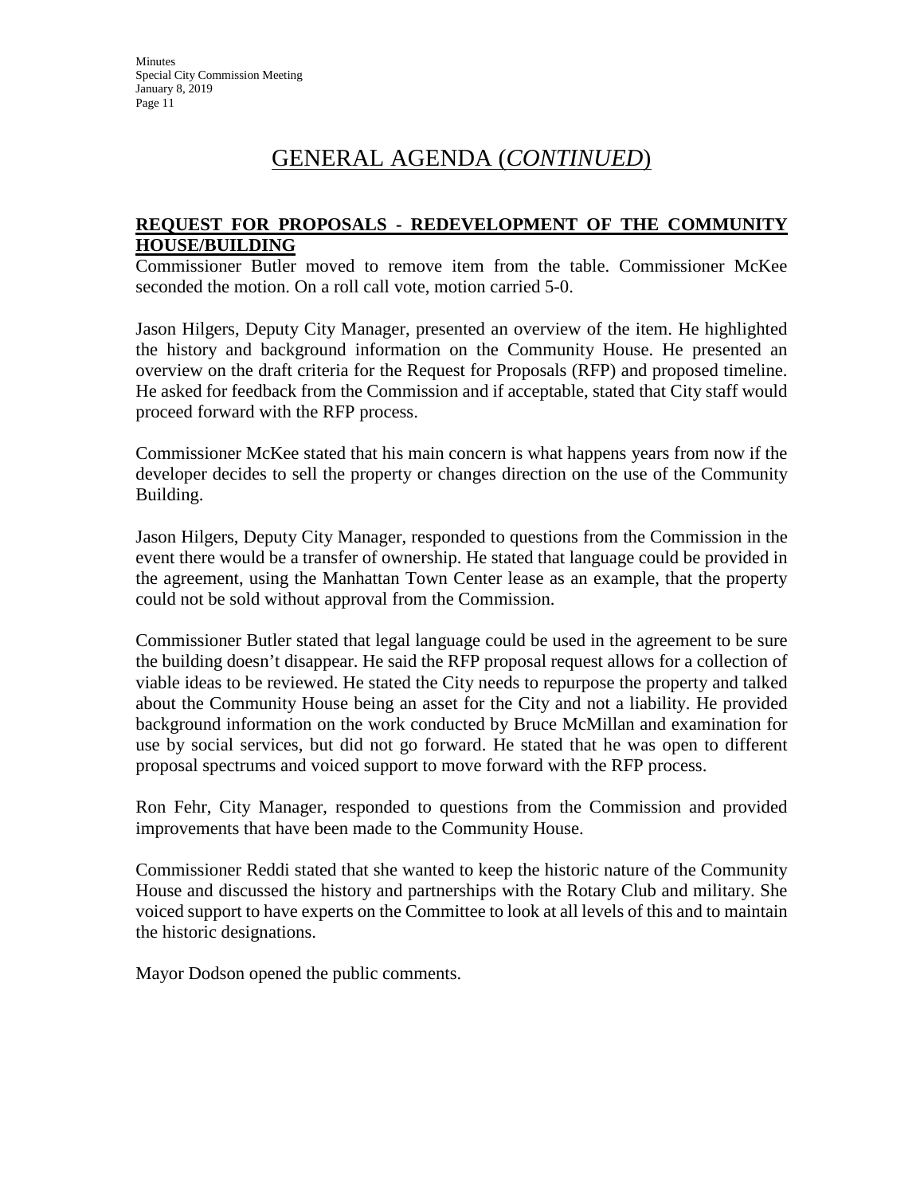# GENERAL AGENDA (*CONTINUED*)

**REQUEST FOR PROPOSALS - REDEVELOPMENT OF THE COMMUNITY HOUSE/BUILDING**

Commissioner Butler moved to remove item from the table. Commissioner McKee seconded the motion. On a roll call vote, motion carried 5-0.

Jason Hilgers, Deputy City Manager, presented an overview of the item. He highlighted the history and background information on the Community House. He presented an overview on the draft criteria for the Request for Proposals (RFP) and proposed timeline. He asked for feedback from the Commission and if acceptable, stated that City staff would proceed forward with the RFP process.

Commissioner McKee stated that his main concern is what happens years from now if the developer decides to sell the property or changes direction on the use of the Community Building.

Jason Hilgers, Deputy City Manager, responded to questions from the Commission in the event there would be a transfer of ownership. He stated that language could be provided in the agreement, using the Manhattan Town Center lease as an example, that the property could not be sold without approval from the Commission.

Commissioner Butler stated that legal language could be used in the agreement to be sure the building doesn't disappear. He said the RFP proposal request allows for a collection of viable ideas to be reviewed. He stated the City needs to repurpose the property and talked about the Community House being an asset for the City and not a liability. He provided background information on the work conducted by Bruce McMillan and examination for use by social services, but did not go forward. He stated that he was open to different proposal spectrums and voiced support to move forward with the RFP process.

Ron Fehr, City Manager, responded to questions from the Commission and provided improvements that have been made to the Community House.

Commissioner Reddi stated that she wanted to keep the historic nature of the Community House and discussed the history and partnerships with the Rotary Club and military. She voiced support to have experts on the Committee to look at all levels of this and to maintain the historic designations.

Mayor Dodson opened the public comments.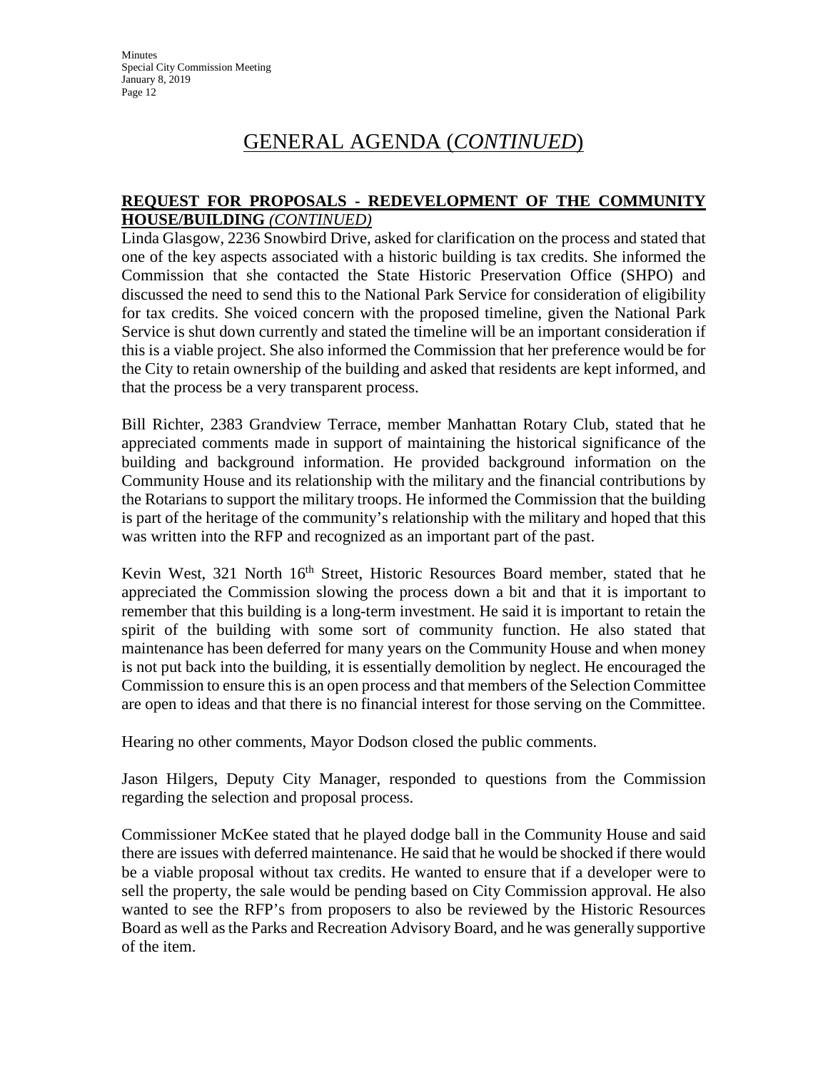# GENERAL AGENDA (*CONTINUED*)

**REQUEST FOR PROPOSALS - REDEVELOPMENT OF THE COMMUNITY HOUSE/BUILDING** ***(CONTINUED)***

Linda Glasgow, 2236 Snowbird Drive, asked for clarification on the process and stated that one of the key aspects associated with a historic building is tax credits. She informed the Commission that she contacted the State Historic Preservation Office (SHPO) and discussed the need to send this to the National Park Service for consideration of eligibility for tax credits. She voiced concern with the proposed timeline, given the National Park Service is shut down currently and stated the timeline will be an important consideration if this is a viable project. She also informed the Commission that her preference would be for the City to retain ownership of the building and asked that residents are kept informed, and that the process be a very transparent process.

Bill Richter, 2383 Grandview Terrace, member Manhattan Rotary Club, stated that he appreciated comments made in support of maintaining the historical significance of the building and background information. He provided background information on the Community House and its relationship with the military and the financial contributions by the Rotarians to support the military troops. He informed the Commission that the building is part of the heritage of the community's relationship with the military and hoped that this was written into the RFP and recognized as an important part of the past.

Kevin West, 321 North 16th Street, Historic Resources Board member, stated that he appreciated the Commission slowing the process down a bit and that it is important to remember that this building is a long-term investment. He said it is important to retain the spirit of the building with some sort of community function. He also stated that maintenance has been deferred for many years on the Community House and when money is not put back into the building, it is essentially demolition by neglect. He encouraged the Commission to ensure this is an open process and that members of the Selection Committee are open to ideas and that there is no financial interest for those serving on the Committee.

Hearing no other comments, Mayor Dodson closed the public comments.

Jason Hilgers, Deputy City Manager, responded to questions from the Commission regarding the selection and proposal process.

Commissioner McKee stated that he played dodge ball in the Community House and said there are issues with deferred maintenance. He said that he would be shocked if there would be a viable proposal without tax credits. He wanted to ensure that if a developer were to sell the property, the sale would be pending based on City Commission approval. He also wanted to see the RFP's from proposers to also be reviewed by the Historic Resources Board as well as the Parks and Recreation Advisory Board, and he was generally supportive of the item.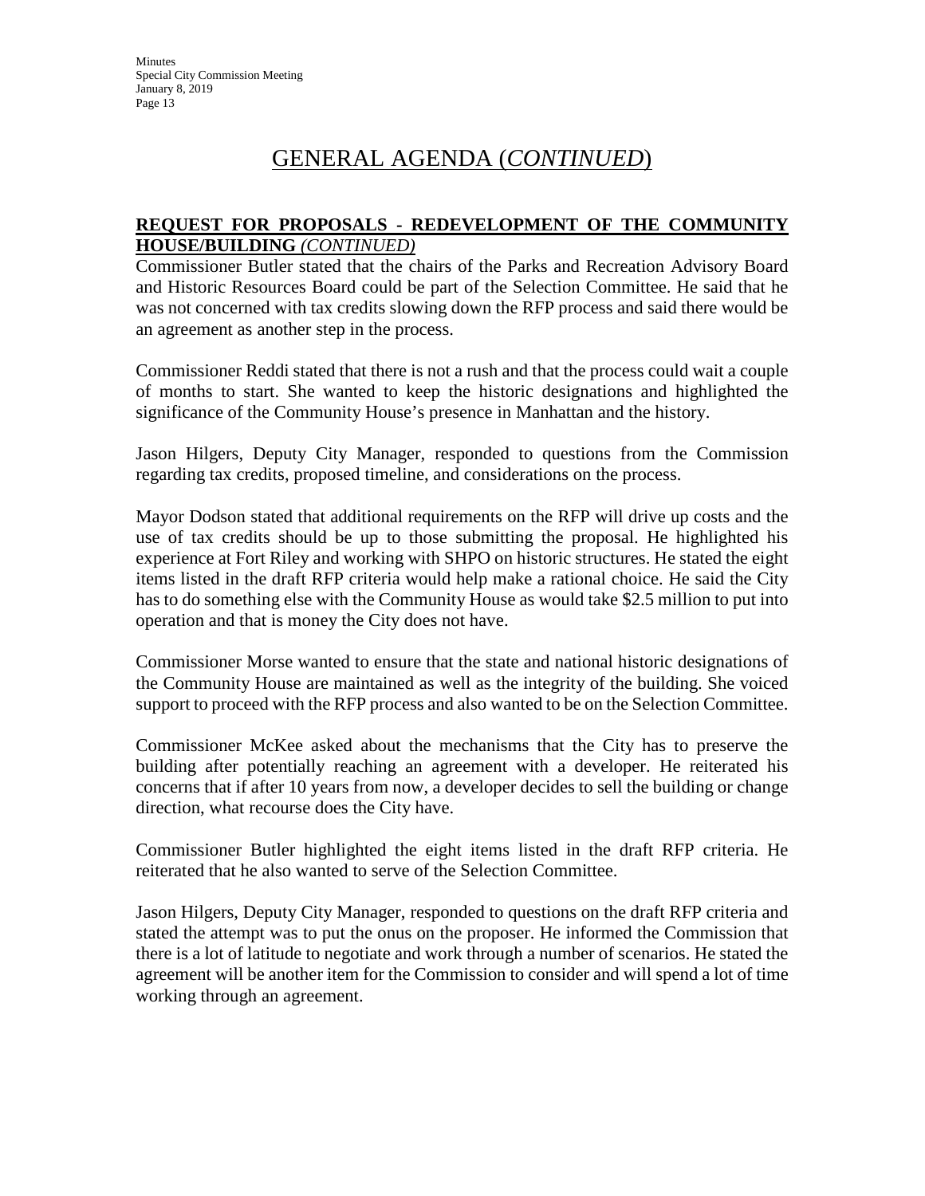# GENERAL AGENDA (*CONTINUED*)

**REQUEST FOR PROPOSALS - REDEVELOPMENT OF THE COMMUNITY HOUSE/BUILDING** ***(CONTINUED)***

Commissioner Butler stated that the chairs of the Parks and Recreation Advisory Board and Historic Resources Board could be part of the Selection Committee. He said that he was not concerned with tax credits slowing down the RFP process and said there would be an agreement as another step in the process.

Commissioner Reddi stated that there is not a rush and that the process could wait a couple of months to start. She wanted to keep the historic designations and highlighted the significance of the Community House's presence in Manhattan and the history.

Jason Hilgers, Deputy City Manager, responded to questions from the Commission regarding tax credits, proposed timeline, and considerations on the process.

Mayor Dodson stated that additional requirements on the RFP will drive up costs and the use of tax credits should be up to those submitting the proposal. He highlighted his experience at Fort Riley and working with SHPO on historic structures. He stated the eight items listed in the draft RFP criteria would help make a rational choice. He said the City has to do something else with the Community House as would take $2.5 million to put into operation and that is money the City does not have.

Commissioner Morse wanted to ensure that the state and national historic designations of the Community House are maintained as well as the integrity of the building. She voiced support to proceed with the RFP process and also wanted to be on the Selection Committee.

Commissioner McKee asked about the mechanisms that the City has to preserve the building after potentially reaching an agreement with a developer. He reiterated his concerns that if after 10 years from now, a developer decides to sell the building or change direction, what recourse does the City have.

Commissioner Butler highlighted the eight items listed in the draft RFP criteria. He reiterated that he also wanted to serve of the Selection Committee.

Jason Hilgers, Deputy City Manager, responded to questions on the draft RFP criteria and stated the attempt was to put the onus on the proposer. He informed the Commission that there is a lot of latitude to negotiate and work through a number of scenarios. He stated the agreement will be another item for the Commission to consider and will spend a lot of time working through an agreement.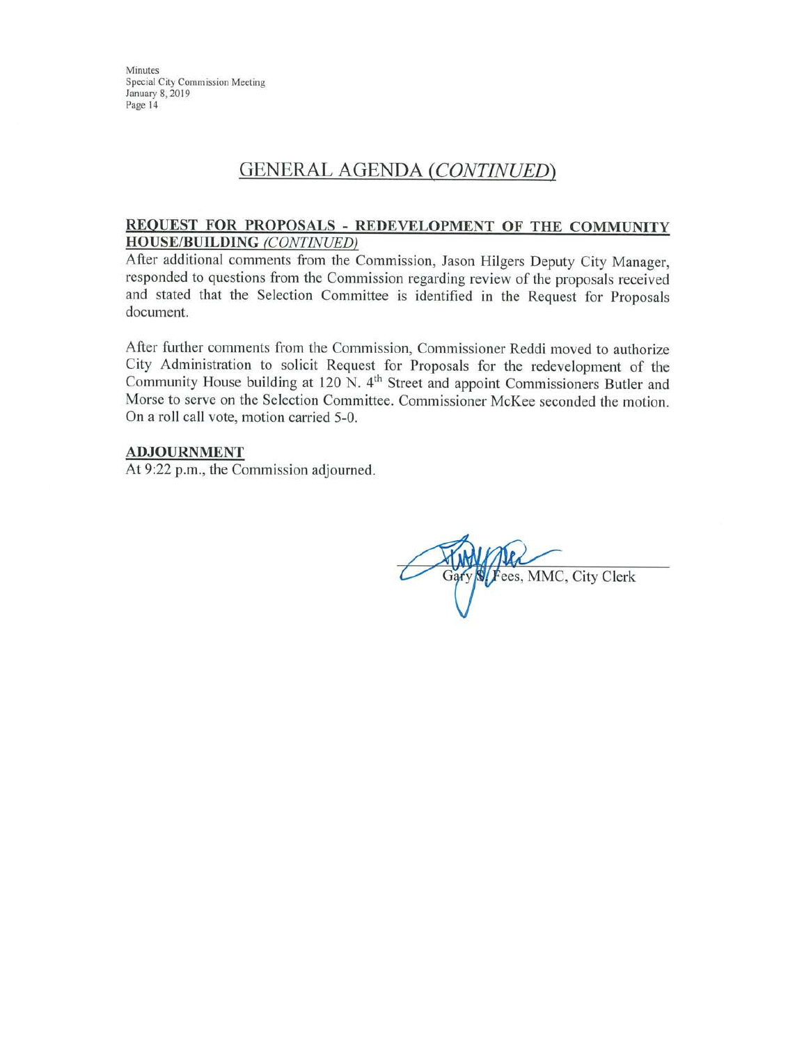## GENERAL AGENDA *(CONTINUED)*

**REQUEST FOR PROPOSALS - REDEVELOPMENT OF THE COMMUNITY HOUSE/BUILDING** *(CONTINUED)*

After additional comments from the Commission, Jason Hilgers Deputy City Manager, responded to questions from the Commission regarding review of the proposals received and stated that the Selection Committee is identified in the Request for Proposals document.

After further comments from the Commission, Commissioner Reddi moved to authorize City Administration to solicit Request for Proposals for the redevelopment of the Community House building at 120 N. 4th Street and appoint Commissioners Butler and Morse to serve on the Selection Committee. Commissioner McKee seconded the motion. On a roll call vote, motion carried 5-0.

**ADJOURNMENT**

At 9:22 p.m., the Commission adjourned.

Gary S. Fees, MMC, City Clerk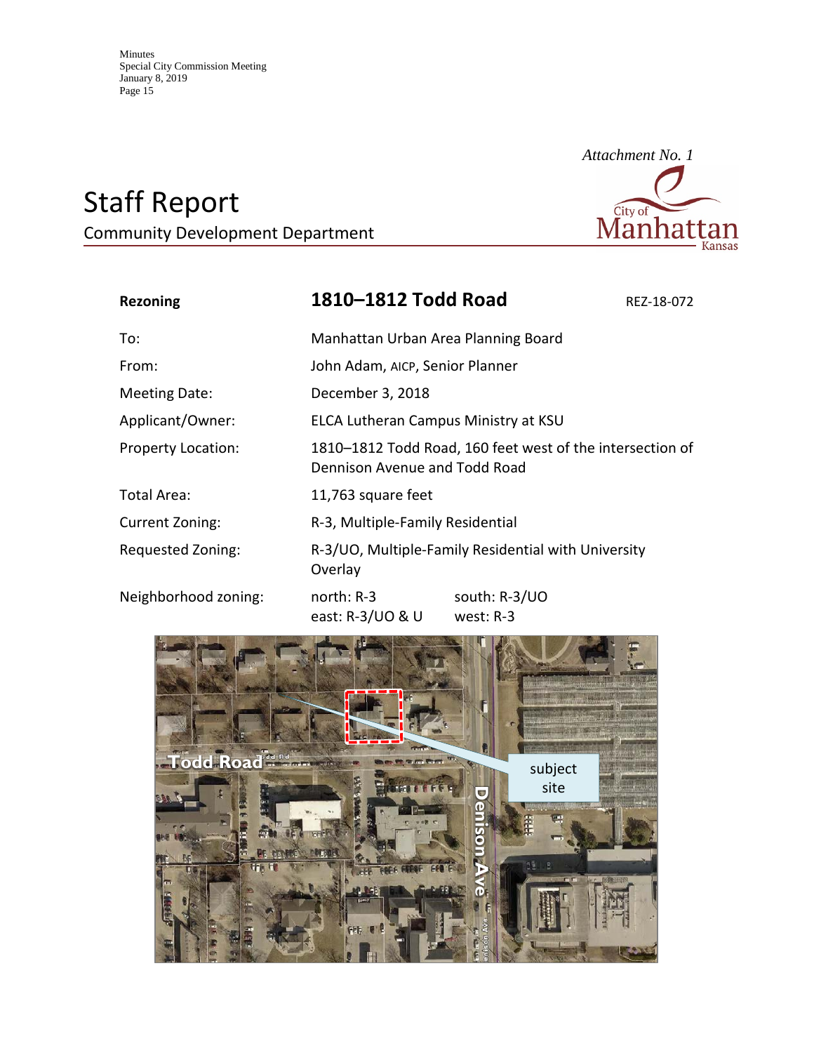*Attachment No. 1*

# Staff Report

Community Development Department

| Rezoning | 1810–1812 Todd Road | REZ-18-072 |
|---|---|---|
| To: | Manhattan Urban Area Planning Board | |
| From: | John Adam, AICP, Senior Planner | |
| Meeting Date: | December 3, 2018 | |
| Applicant/Owner: | ELCA Lutheran Campus Ministry at KSU | |
| Property Location: | 1810–1812 Todd Road, 160 feet west of the intersection of Dennison Avenue and Todd Road | |
| Total Area: | 11,763 square feet | |
| Current Zoning: | R-3, Multiple-Family Residential | |
| Requested Zoning: | R-3/UO, Multiple-Family Residential with University Overlay | |
| Neighborhood zoning: | north: R-3<br>east: R-3/UO & U | south: R-3/UO<br>west: R-3 |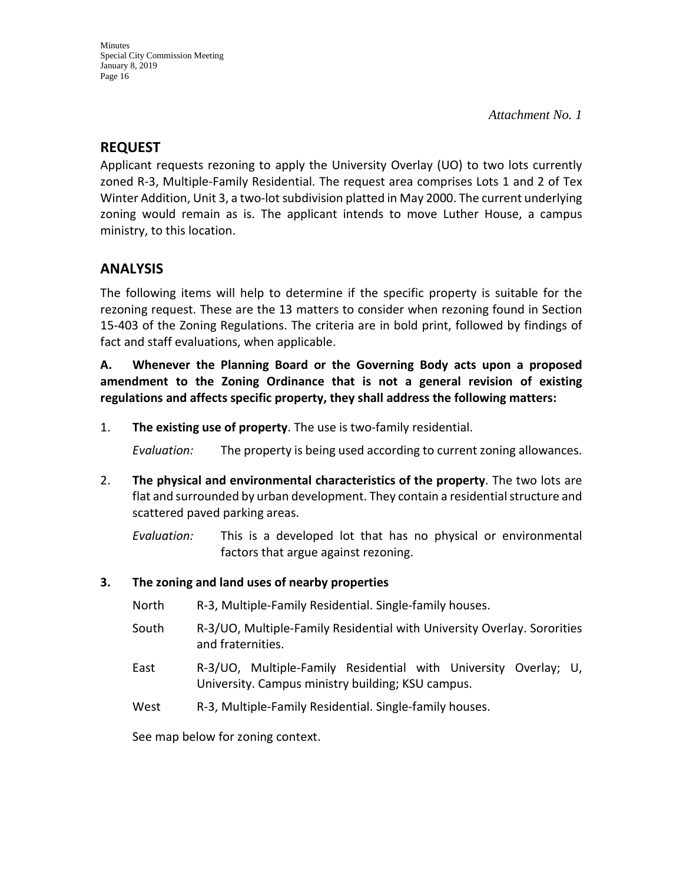*Attachment No. 1*

## REQUEST

Applicant requests rezoning to apply the University Overlay (UO) to two lots currently zoned R-3, Multiple-Family Residential. The request area comprises Lots 1 and 2 of Tex Winter Addition, Unit 3, a two-lot subdivision platted in May 2000. The current underlying zoning would remain as is. The applicant intends to move Luther House, a campus ministry, to this location.

## ANALYSIS

The following items will help to determine if the specific property is suitable for the rezoning request. These are the 13 matters to consider when rezoning found in Section 15-403 of the Zoning Regulations. The criteria are in bold print, followed by findings of fact and staff evaluations, when applicable.

**A. Whenever the Planning Board or the Governing Body acts upon a proposed amendment to the Zoning Ordinance that is not a general revision of existing regulations and affects specific property, they shall address the following matters:**

1. **The existing use of property**. The use is two-family residential.

   *Evaluation:* The property is being used according to current zoning allowances.

2. **The physical and environmental characteristics of the property**. The two lots are flat and surrounded by urban development. They contain a residential structure and scattered paved parking areas.

   *Evaluation:* This is a developed lot that has no physical or environmental factors that argue against rezoning.

3. **The zoning and land uses of nearby properties**

   North R-3, Multiple-Family Residential. Single-family houses.

   South R-3/UO, Multiple-Family Residential with University Overlay. Sororities and fraternities.

   East R-3/UO, Multiple-Family Residential with University Overlay; U, University. Campus ministry building; KSU campus.

   West R-3, Multiple-Family Residential. Single-family houses.

   See map below for zoning context.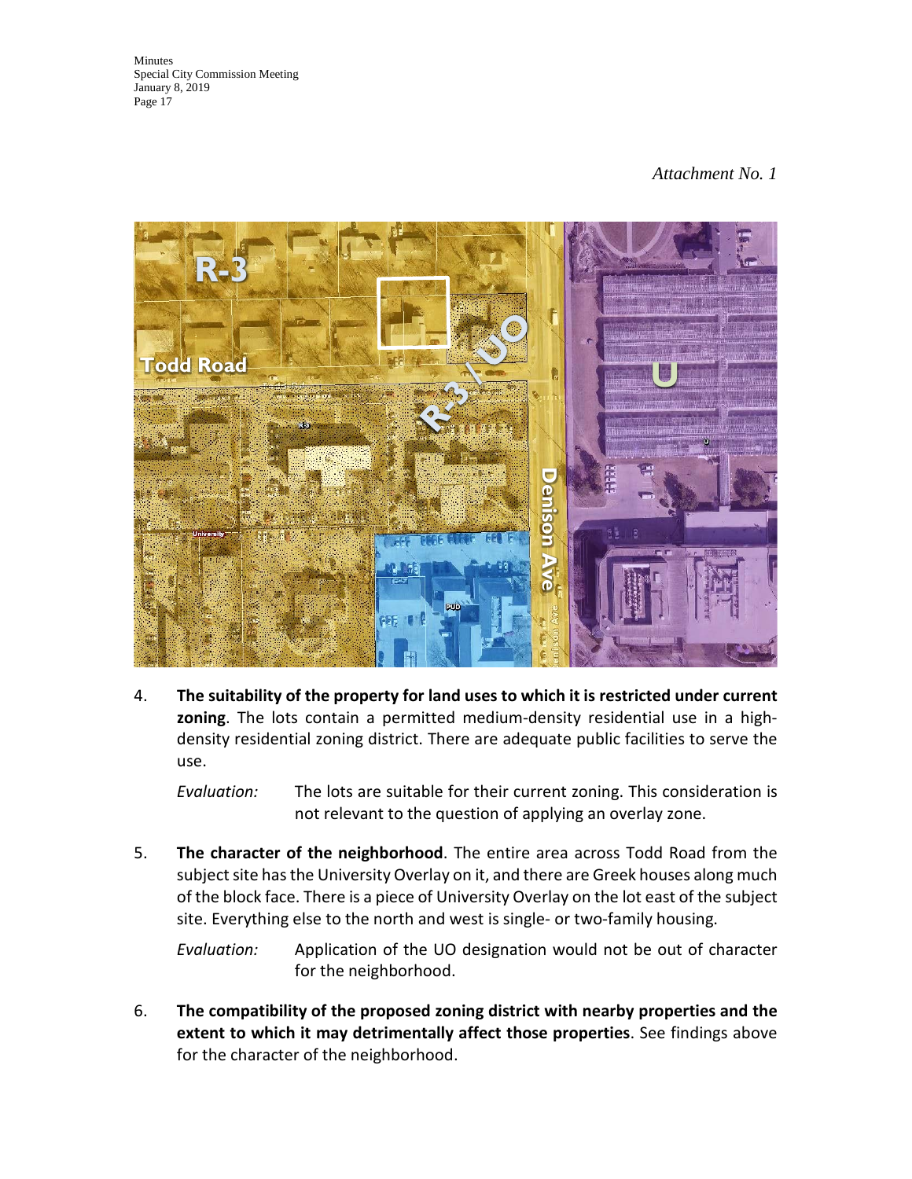*Attachment No. 1*

4. **The suitability of the property for land uses to which it is restricted under current zoning**. The lots contain a permitted medium-density residential use in a high-density residential zoning district. There are adequate public facilities to serve the use.

   *Evaluation:* The lots are suitable for their current zoning. This consideration is not relevant to the question of applying an overlay zone.

5. **The character of the neighborhood**. The entire area across Todd Road from the subject site has the University Overlay on it, and there are Greek houses along much of the block face. There is a piece of University Overlay on the lot east of the subject site. Everything else to the north and west is single- or two-family housing.

   *Evaluation:* Application of the UO designation would not be out of character for the neighborhood.

6. **The compatibility of the proposed zoning district with nearby properties and the extent to which it may detrimentally affect those properties**. See findings above for the character of the neighborhood.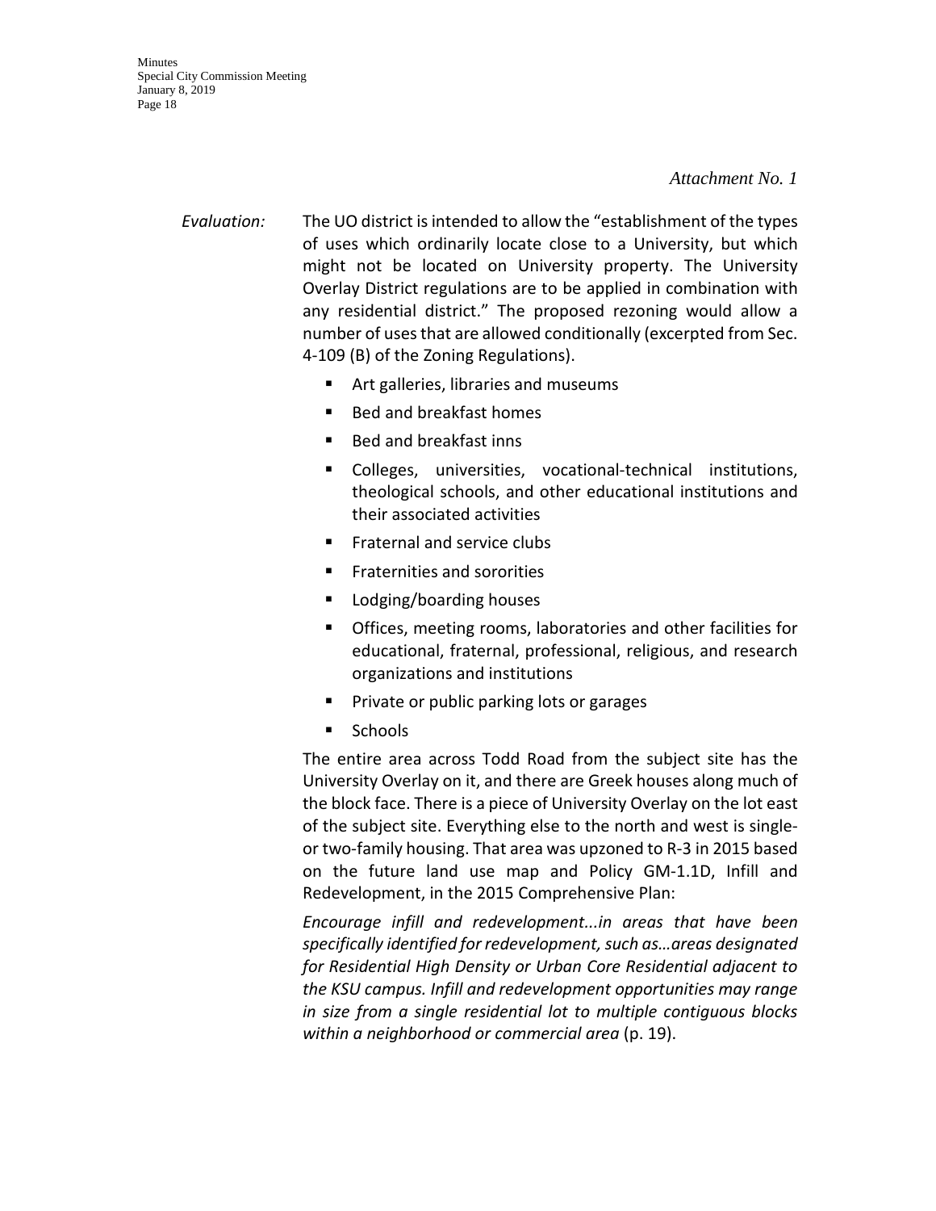*Attachment No. 1*

*Evaluation:* The UO district is intended to allow the "establishment of the types of uses which ordinarily locate close to a University, but which might not be located on University property. The University Overlay District regulations are to be applied in combination with any residential district." The proposed rezoning would allow a number of uses that are allowed conditionally (excerpted from Sec. 4-109 (B) of the Zoning Regulations).

- Art galleries, libraries and museums
- Bed and breakfast homes
- Bed and breakfast inns
- Colleges, universities, vocational-technical institutions, theological schools, and other educational institutions and their associated activities
- Fraternal and service clubs
- Fraternities and sororities
- Lodging/boarding houses
- Offices, meeting rooms, laboratories and other facilities for educational, fraternal, professional, religious, and research organizations and institutions
- Private or public parking lots or garages
- Schools

The entire area across Todd Road from the subject site has the University Overlay on it, and there are Greek houses along much of the block face. There is a piece of University Overlay on the lot east of the subject site. Everything else to the north and west is single- or two-family housing. That area was upzoned to R-3 in 2015 based on the future land use map and Policy GM-1.1D, Infill and Redevelopment, in the 2015 Comprehensive Plan:

*Encourage infill and redevelopment...in areas that have been specifically identified for redevelopment, such as…areas designated for Residential High Density or Urban Core Residential adjacent to the KSU campus. Infill and redevelopment opportunities may range in size from a single residential lot to multiple contiguous blocks within a neighborhood or commercial area* (p. 19).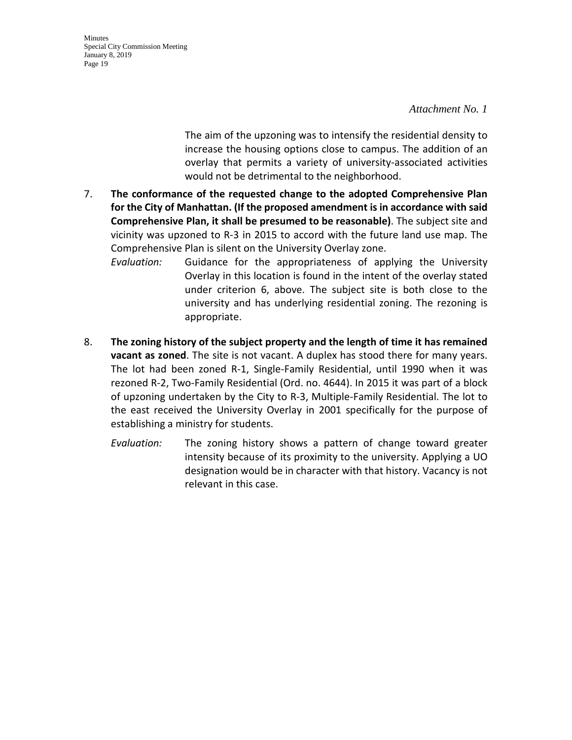*Attachment No. 1*

The aim of the upzoning was to intensify the residential density to increase the housing options close to campus. The addition of an overlay that permits a variety of university-associated activities would not be detrimental to the neighborhood.

7. **The conformance of the requested change to the adopted Comprehensive Plan for the City of Manhattan. (If the proposed amendment is in accordance with said Comprehensive Plan, it shall be presumed to be reasonable)**. The subject site and vicinity was upzoned to R-3 in 2015 to accord with the future land use map. The Comprehensive Plan is silent on the University Overlay zone.

   *Evaluation:* Guidance for the appropriateness of applying the University Overlay in this location is found in the intent of the overlay stated under criterion 6, above. The subject site is both close to the university and has underlying residential zoning. The rezoning is appropriate.

8. **The zoning history of the subject property and the length of time it has remained vacant as zoned**. The site is not vacant. A duplex has stood there for many years. The lot had been zoned R-1, Single-Family Residential, until 1990 when it was rezoned R-2, Two-Family Residential (Ord. no. 4644). In 2015 it was part of a block of upzoning undertaken by the City to R-3, Multiple-Family Residential. The lot to the east received the University Overlay in 2001 specifically for the purpose of establishing a ministry for students.

   *Evaluation:* The zoning history shows a pattern of change toward greater intensity because of its proximity to the university. Applying a UO designation would be in character with that history. Vacancy is not relevant in this case.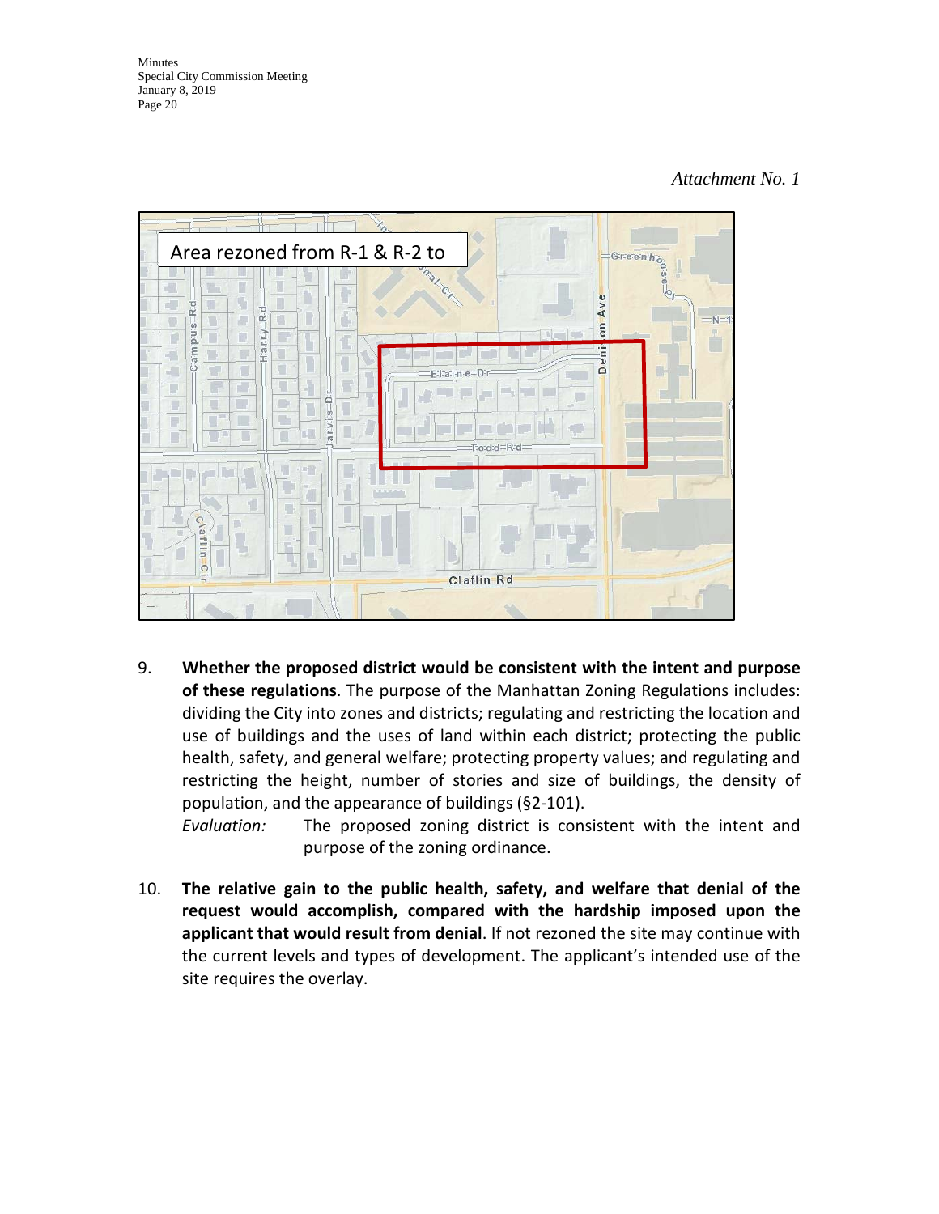*Attachment No. 1*

Area rezoned from R-1 & R-2 to

9. **Whether the proposed district would be consistent with the intent and purpose of these regulations**. The purpose of the Manhattan Zoning Regulations includes: dividing the City into zones and districts; regulating and restricting the location and use of buildings and the uses of land within each district; protecting the public health, safety, and general welfare; protecting property values; and regulating and restricting the height, number of stories and size of buildings, the density of population, and the appearance of buildings (§2-101).

   *Evaluation:* The proposed zoning district is consistent with the intent and purpose of the zoning ordinance.

10. **The relative gain to the public health, safety, and welfare that denial of the request would accomplish, compared with the hardship imposed upon the applicant that would result from denial**. If not rezoned the site may continue with the current levels and types of development. The applicant's intended use of the site requires the overlay.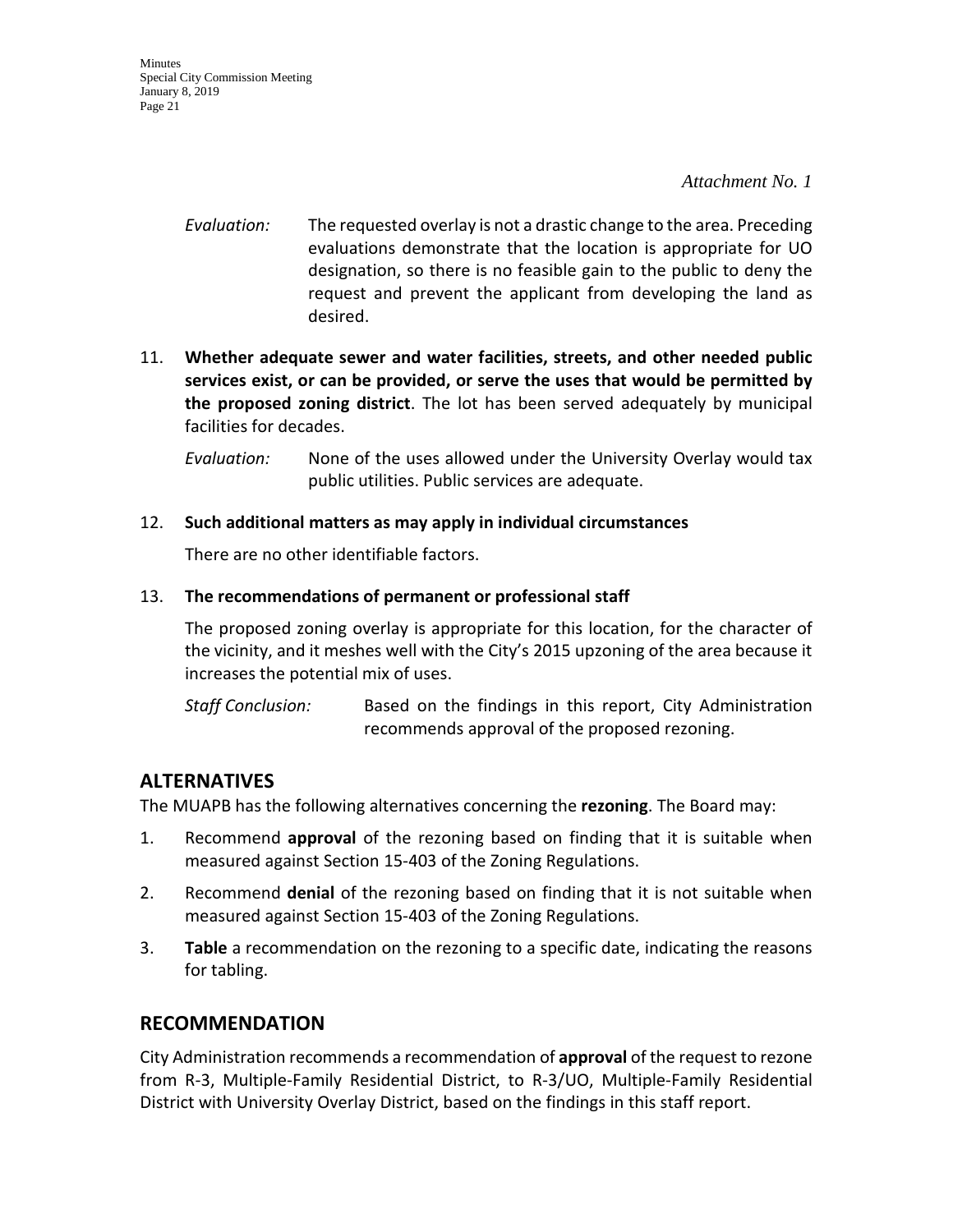*Attachment No. 1*

*Evaluation:* The requested overlay is not a drastic change to the area. Preceding evaluations demonstrate that the location is appropriate for UO designation, so there is no feasible gain to the public to deny the request and prevent the applicant from developing the land as desired.

11. **Whether adequate sewer and water facilities, streets, and other needed public services exist, or can be provided, or serve the uses that would be permitted by the proposed zoning district**. The lot has been served adequately by municipal facilities for decades.

    *Evaluation:* None of the uses allowed under the University Overlay would tax public utilities. Public services are adequate.

12. **Such additional matters as may apply in individual circumstances**

    There are no other identifiable factors.

13. **The recommendations of permanent or professional staff**

    The proposed zoning overlay is appropriate for this location, for the character of the vicinity, and it meshes well with the City's 2015 upzoning of the area because it increases the potential mix of uses.

    *Staff Conclusion:* Based on the findings in this report, City Administration recommends approval of the proposed rezoning.

## ALTERNATIVES

The MUAPB has the following alternatives concerning the **rezoning**. The Board may:

1. Recommend **approval** of the rezoning based on finding that it is suitable when measured against Section 15-403 of the Zoning Regulations.
2. Recommend **denial** of the rezoning based on finding that it is not suitable when measured against Section 15-403 of the Zoning Regulations.
3. **Table** a recommendation on the rezoning to a specific date, indicating the reasons for tabling.

## RECOMMENDATION

City Administration recommends a recommendation of **approval** of the request to rezone from R-3, Multiple-Family Residential District, to R-3/UO, Multiple-Family Residential District with University Overlay District, based on the findings in this staff report.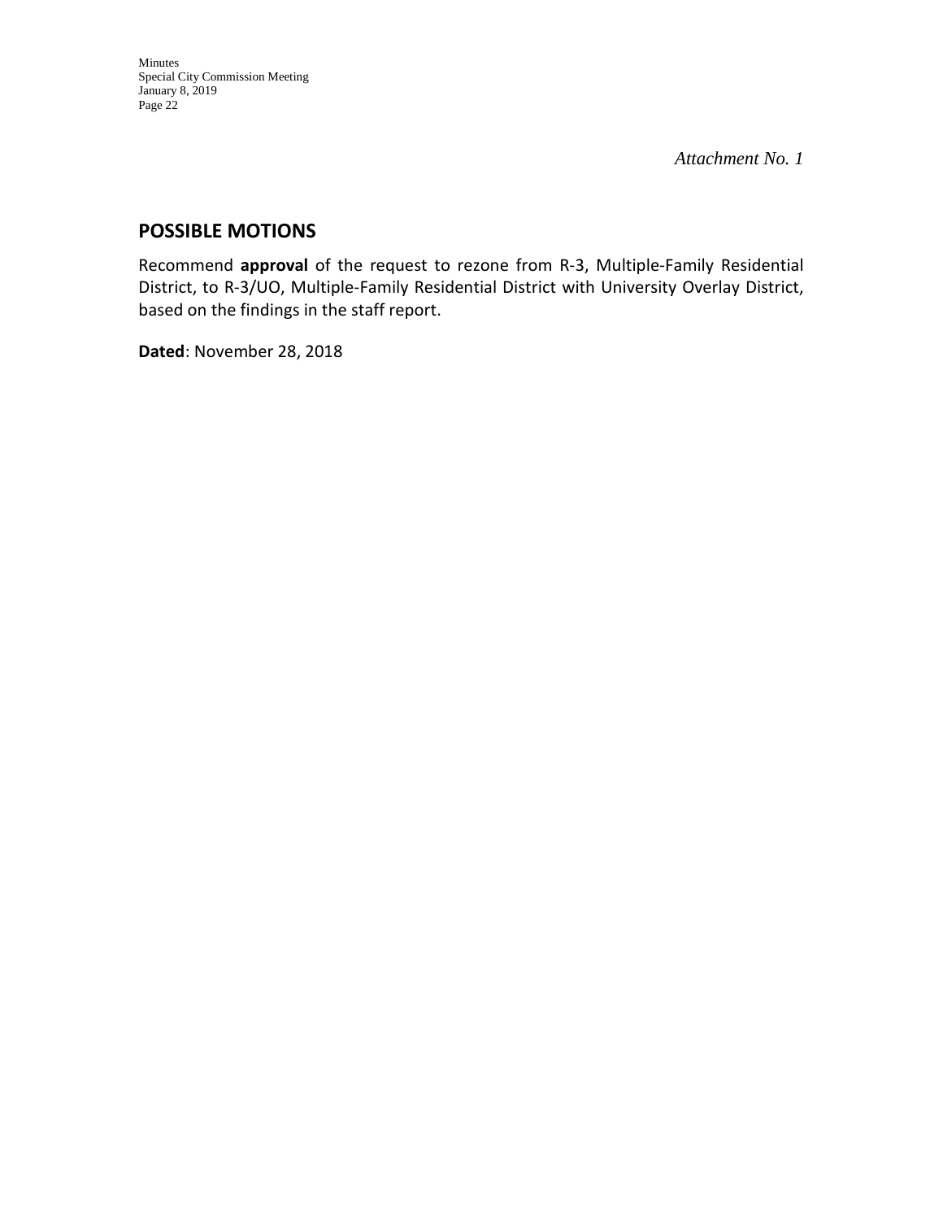*Attachment No. 1*

## POSSIBLE MOTIONS

Recommend **approval** of the request to rezone from R-3, Multiple-Family Residential District, to R-3/UO, Multiple-Family Residential District with University Overlay District, based on the findings in the staff report.

**Dated**: November 28, 2018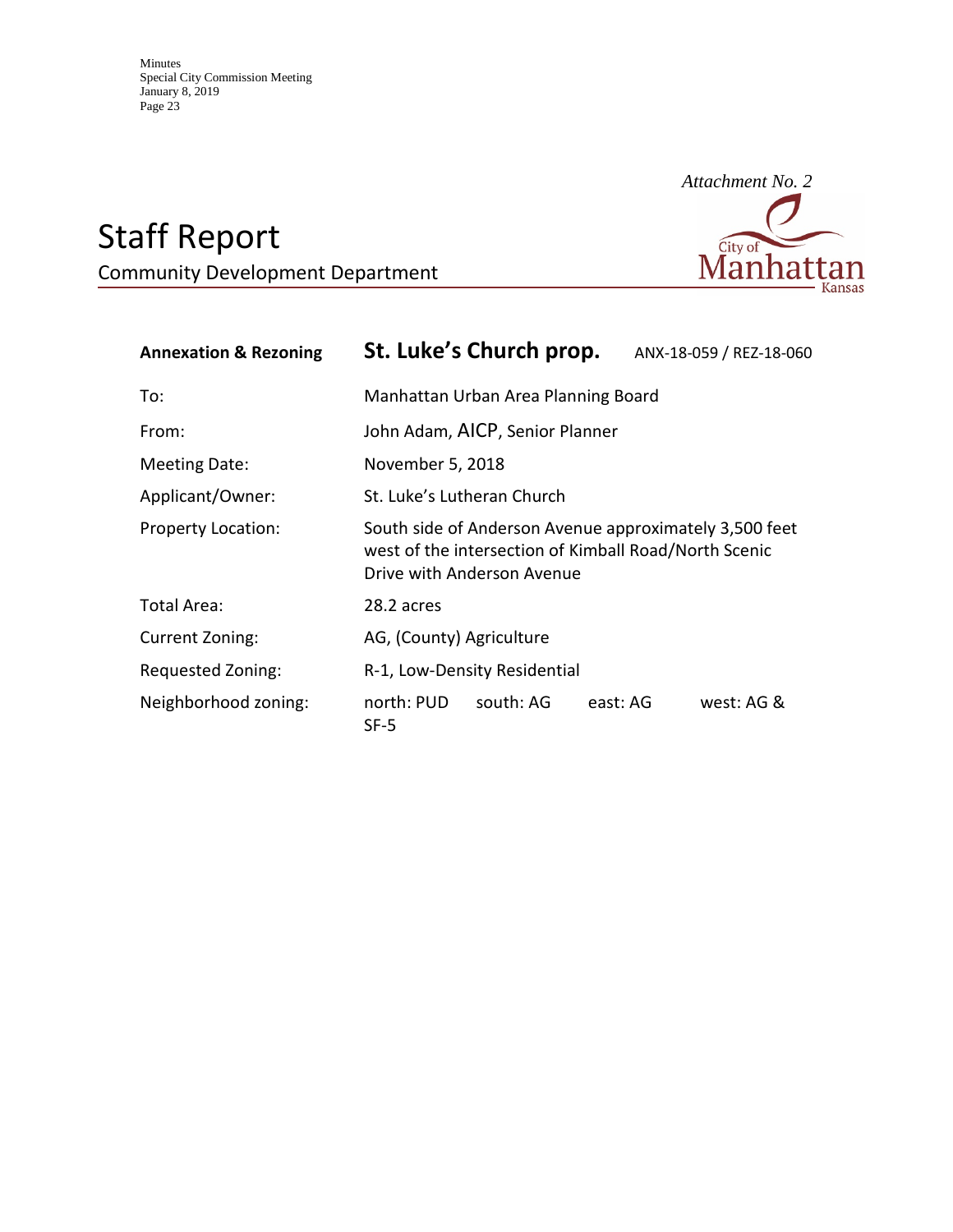*Attachment No. 2*

# Staff Report

Community Development Department

| **Annexation & Rezoning** | **St. Luke's Church prop.** ANX-18-059 / REZ-18-060 |
|---|---|
| To: | Manhattan Urban Area Planning Board |
| From: | John Adam, AICP, Senior Planner |
| Meeting Date: | November 5, 2018 |
| Applicant/Owner: | St. Luke's Lutheran Church |
| Property Location: | South side of Anderson Avenue approximately 3,500 feet west of the intersection of Kimball Road/North Scenic Drive with Anderson Avenue |
| Total Area: | 28.2 acres |
| Current Zoning: | AG, (County) Agriculture |
| Requested Zoning: | R-1, Low-Density Residential |
| Neighborhood zoning: | north: PUD south: AG east: AG west: AG & SF-5 |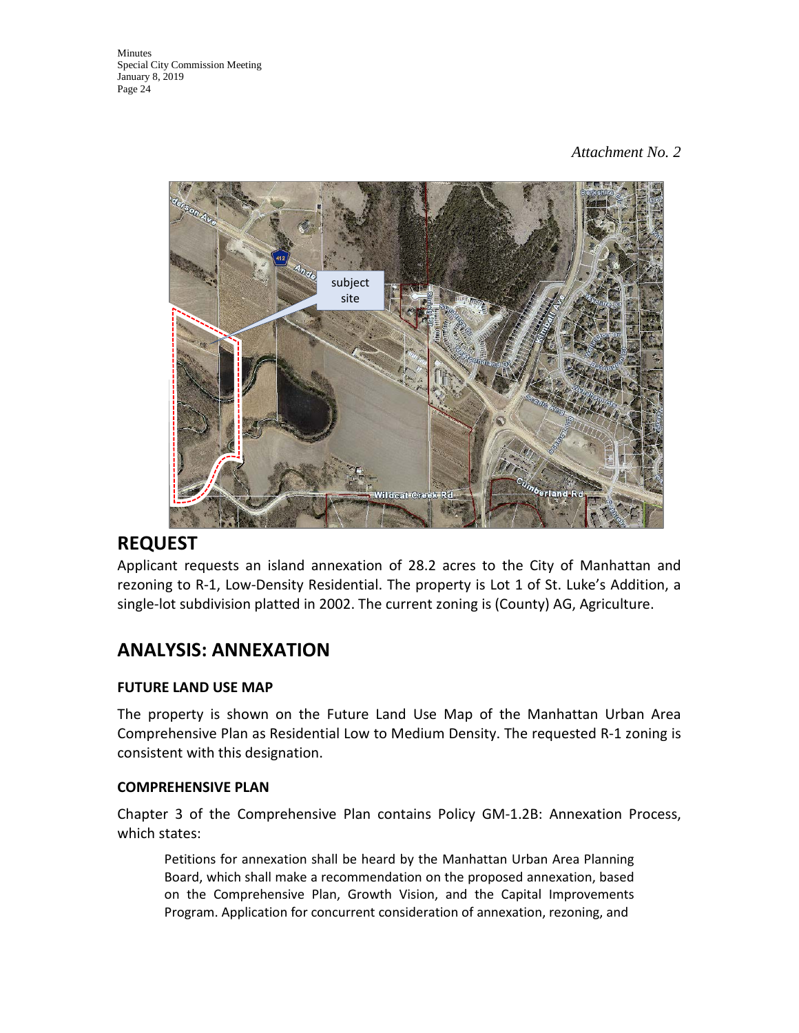*Attachment No. 2*

## REQUEST

Applicant requests an island annexation of 28.2 acres to the City of Manhattan and rezoning to R-1, Low-Density Residential. The property is Lot 1 of St. Luke's Addition, a single-lot subdivision platted in 2002. The current zoning is (County) AG, Agriculture.

## ANALYSIS: ANNEXATION

### FUTURE LAND USE MAP

The property is shown on the Future Land Use Map of the Manhattan Urban Area Comprehensive Plan as Residential Low to Medium Density. The requested R-1 zoning is consistent with this designation.

### COMPREHENSIVE PLAN

Chapter 3 of the Comprehensive Plan contains Policy GM-1.2B: Annexation Process, which states:

> Petitions for annexation shall be heard by the Manhattan Urban Area Planning Board, which shall make a recommendation on the proposed annexation, based on the Comprehensive Plan, Growth Vision, and the Capital Improvements Program. Application for concurrent consideration of annexation, rezoning, and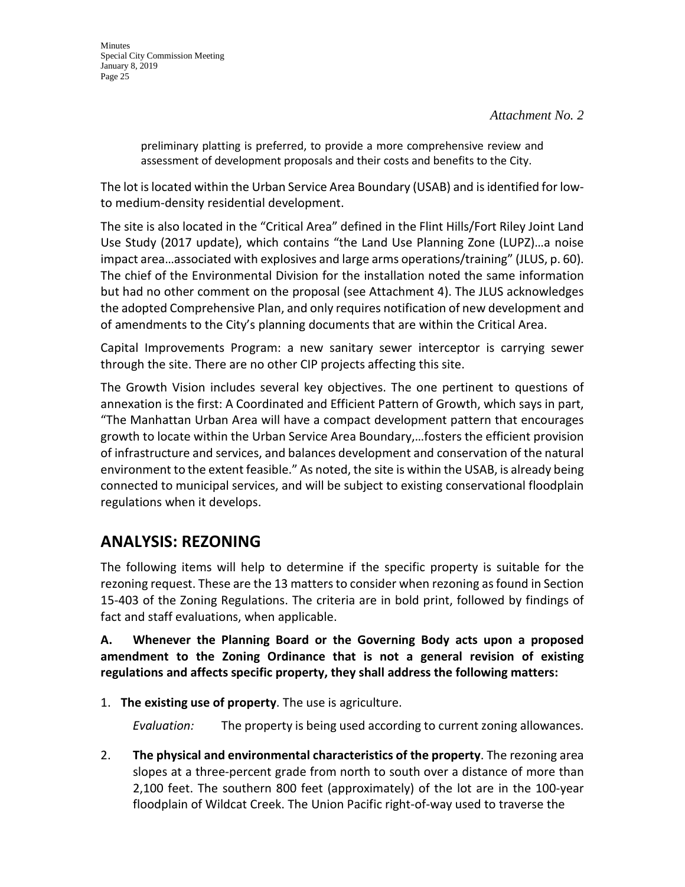*Attachment No. 2*

> preliminary platting is preferred, to provide a more comprehensive review and assessment of development proposals and their costs and benefits to the City.

The lot is located within the Urban Service Area Boundary (USAB) and is identified for low-to medium-density residential development.

The site is also located in the "Critical Area" defined in the Flint Hills/Fort Riley Joint Land Use Study (2017 update), which contains "the Land Use Planning Zone (LUPZ)…a noise impact area…associated with explosives and large arms operations/training" (JLUS, p. 60). The chief of the Environmental Division for the installation noted the same information but had no other comment on the proposal (see Attachment 4). The JLUS acknowledges the adopted Comprehensive Plan, and only requires notification of new development and of amendments to the City's planning documents that are within the Critical Area.

Capital Improvements Program: a new sanitary sewer interceptor is carrying sewer through the site. There are no other CIP projects affecting this site.

The Growth Vision includes several key objectives. The one pertinent to questions of annexation is the first: A Coordinated and Efficient Pattern of Growth, which says in part, "The Manhattan Urban Area will have a compact development pattern that encourages growth to locate within the Urban Service Area Boundary,…fosters the efficient provision of infrastructure and services, and balances development and conservation of the natural environment to the extent feasible." As noted, the site is within the USAB, is already being connected to municipal services, and will be subject to existing conservational floodplain regulations when it develops.

## ANALYSIS: REZONING

The following items will help to determine if the specific property is suitable for the rezoning request. These are the 13 matters to consider when rezoning as found in Section 15-403 of the Zoning Regulations. The criteria are in bold print, followed by findings of fact and staff evaluations, when applicable.

**A. Whenever the Planning Board or the Governing Body acts upon a proposed amendment to the Zoning Ordinance that is not a general revision of existing regulations and affects specific property, they shall address the following matters:**

1. **The existing use of property**. The use is agriculture.

   *Evaluation:* The property is being used according to current zoning allowances.

2. **The physical and environmental characteristics of the property**. The rezoning area slopes at a three-percent grade from north to south over a distance of more than 2,100 feet. The southern 800 feet (approximately) of the lot are in the 100-year floodplain of Wildcat Creek. The Union Pacific right-of-way used to traverse the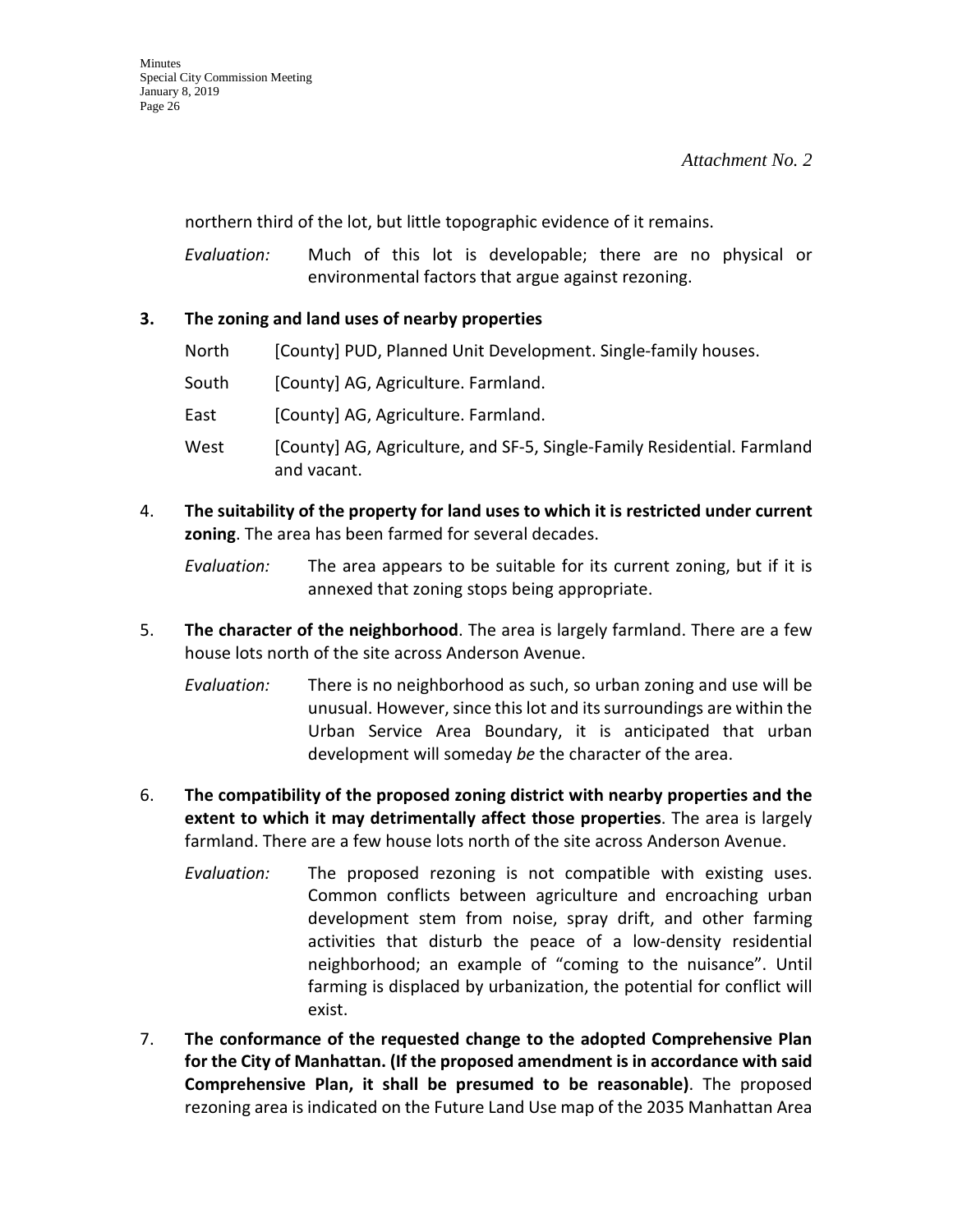*Attachment No. 2*

northern third of the lot, but little topographic evidence of it remains.

*Evaluation:* Much of this lot is developable; there are no physical or environmental factors that argue against rezoning.

**3. The zoning and land uses of nearby properties**

North [County] PUD, Planned Unit Development. Single-family houses.

South [County] AG, Agriculture. Farmland.

East [County] AG, Agriculture. Farmland.

West [County] AG, Agriculture, and SF-5, Single-Family Residential. Farmland and vacant.

4. **The suitability of the property for land uses to which it is restricted under current zoning**. The area has been farmed for several decades.

   *Evaluation:* The area appears to be suitable for its current zoning, but if it is annexed that zoning stops being appropriate.

5. **The character of the neighborhood**. The area is largely farmland. There are a few house lots north of the site across Anderson Avenue.

   *Evaluation:* There is no neighborhood as such, so urban zoning and use will be unusual. However, since this lot and its surroundings are within the Urban Service Area Boundary, it is anticipated that urban development will someday *be* the character of the area.

6. **The compatibility of the proposed zoning district with nearby properties and the extent to which it may detrimentally affect those properties**. The area is largely farmland. There are a few house lots north of the site across Anderson Avenue.

   *Evaluation:* The proposed rezoning is not compatible with existing uses. Common conflicts between agriculture and encroaching urban development stem from noise, spray drift, and other farming activities that disturb the peace of a low-density residential neighborhood; an example of "coming to the nuisance". Until farming is displaced by urbanization, the potential for conflict will exist.

7. **The conformance of the requested change to the adopted Comprehensive Plan for the City of Manhattan. (If the proposed amendment is in accordance with said Comprehensive Plan, it shall be presumed to be reasonable)**. The proposed rezoning area is indicated on the Future Land Use map of the 2035 Manhattan Area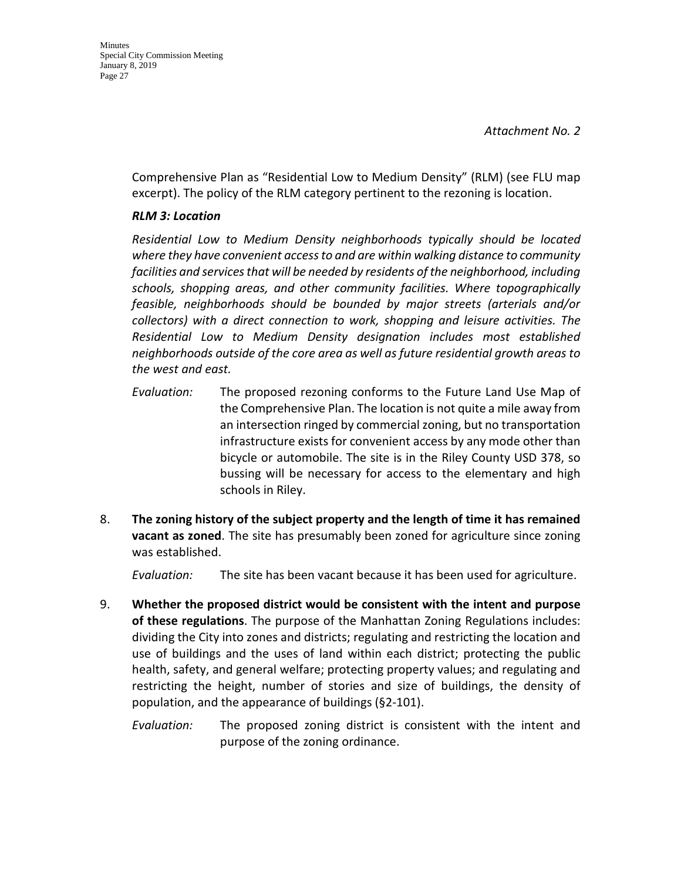*Attachment No. 2*

Comprehensive Plan as “Residential Low to Medium Density” (RLM) (see FLU map excerpt). The policy of the RLM category pertinent to the rezoning is location.

***RLM 3: Location***

*Residential Low to Medium Density neighborhoods typically should be located where they have convenient access to and are within walking distance to community facilities and services that will be needed by residents of the neighborhood, including schools, shopping areas, and other community facilities. Where topographically feasible, neighborhoods should be bounded by major streets (arterials and/or collectors) with a direct connection to work, shopping and leisure activities. The Residential Low to Medium Density designation includes most established neighborhoods outside of the core area as well as future residential growth areas to the west and east.*

*Evaluation:* The proposed rezoning conforms to the Future Land Use Map of the Comprehensive Plan. The location is not quite a mile away from an intersection ringed by commercial zoning, but no transportation infrastructure exists for convenient access by any mode other than bicycle or automobile. The site is in the Riley County USD 378, so bussing will be necessary for access to the elementary and high schools in Riley.

8. **The zoning history of the subject property and the length of time it has remained vacant as zoned**. The site has presumably been zoned for agriculture since zoning was established.

   *Evaluation:* The site has been vacant because it has been used for agriculture.

9. **Whether the proposed district would be consistent with the intent and purpose of these regulations**. The purpose of the Manhattan Zoning Regulations includes: dividing the City into zones and districts; regulating and restricting the location and use of buildings and the uses of land within each district; protecting the public health, safety, and general welfare; protecting property values; and regulating and restricting the height, number of stories and size of buildings, the density of population, and the appearance of buildings (§2-101).

   *Evaluation:* The proposed zoning district is consistent with the intent and purpose of the zoning ordinance.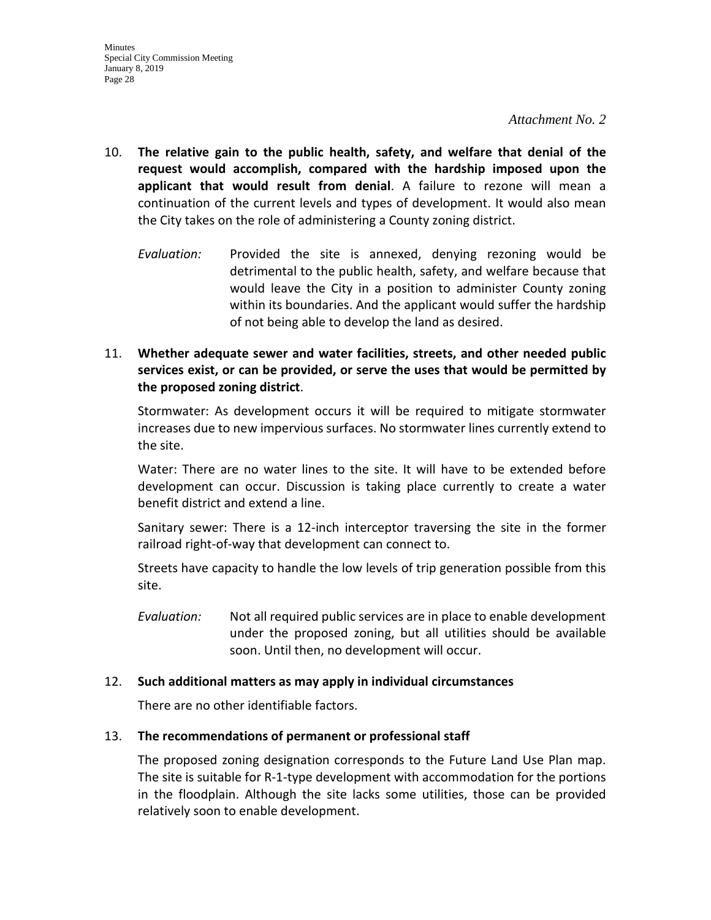*Attachment No. 2*

10. **The relative gain to the public health, safety, and welfare that denial of the request would accomplish, compared with the hardship imposed upon the applicant that would result from denial**. A failure to rezone will mean a continuation of the current levels and types of development. It would also mean the City takes on the role of administering a County zoning district.

    *Evaluation:* Provided the site is annexed, denying rezoning would be detrimental to the public health, safety, and welfare because that would leave the City in a position to administer County zoning within its boundaries. And the applicant would suffer the hardship of not being able to develop the land as desired.

11. **Whether adequate sewer and water facilities, streets, and other needed public services exist, or can be provided, or serve the uses that would be permitted by the proposed zoning district**.

    Stormwater: As development occurs it will be required to mitigate stormwater increases due to new impervious surfaces. No stormwater lines currently extend to the site.

    Water: There are no water lines to the site. It will have to be extended before development can occur. Discussion is taking place currently to create a water benefit district and extend a line.

    Sanitary sewer: There is a 12-inch interceptor traversing the site in the former railroad right-of-way that development can connect to.

    Streets have capacity to handle the low levels of trip generation possible from this site.

    *Evaluation:* Not all required public services are in place to enable development under the proposed zoning, but all utilities should be available soon. Until then, no development will occur.

12. **Such additional matters as may apply in individual circumstances**

    There are no other identifiable factors.

13. **The recommendations of permanent or professional staff**

    The proposed zoning designation corresponds to the Future Land Use Plan map. The site is suitable for R-1-type development with accommodation for the portions in the floodplain. Although the site lacks some utilities, those can be provided relatively soon to enable development.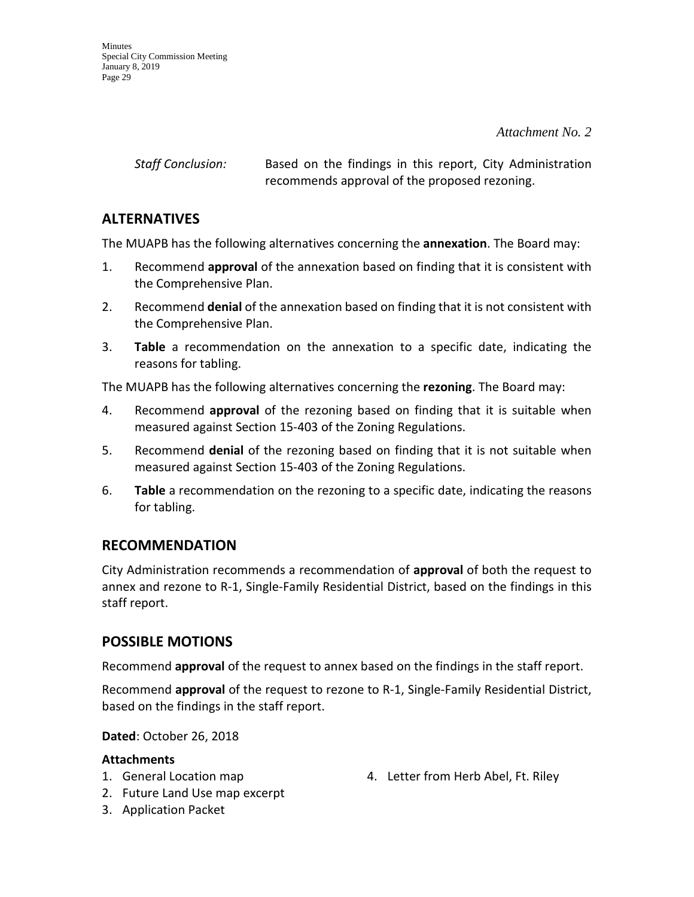*Attachment No. 2*

*Staff Conclusion:* Based on the findings in this report, City Administration recommends approval of the proposed rezoning.

## ALTERNATIVES

The MUAPB has the following alternatives concerning the **annexation**. The Board may:

1. Recommend **approval** of the annexation based on finding that it is consistent with the Comprehensive Plan.
2. Recommend **denial** of the annexation based on finding that it is not consistent with the Comprehensive Plan.
3. **Table** a recommendation on the annexation to a specific date, indicating the reasons for tabling.

The MUAPB has the following alternatives concerning the **rezoning**. The Board may:

4. Recommend **approval** of the rezoning based on finding that it is suitable when measured against Section 15-403 of the Zoning Regulations.
5. Recommend **denial** of the rezoning based on finding that it is not suitable when measured against Section 15-403 of the Zoning Regulations.
6. **Table** a recommendation on the rezoning to a specific date, indicating the reasons for tabling.

## RECOMMENDATION

City Administration recommends a recommendation of **approval** of both the request to annex and rezone to R-1, Single-Family Residential District, based on the findings in this staff report.

## POSSIBLE MOTIONS

Recommend **approval** of the request to annex based on the findings in the staff report.

Recommend **approval** of the request to rezone to R-1, Single-Family Residential District, based on the findings in the staff report.

**Dated**: October 26, 2018

**Attachments**

1. General Location map
2. Future Land Use map excerpt
3. Application Packet
4. Letter from Herb Abel, Ft. Riley